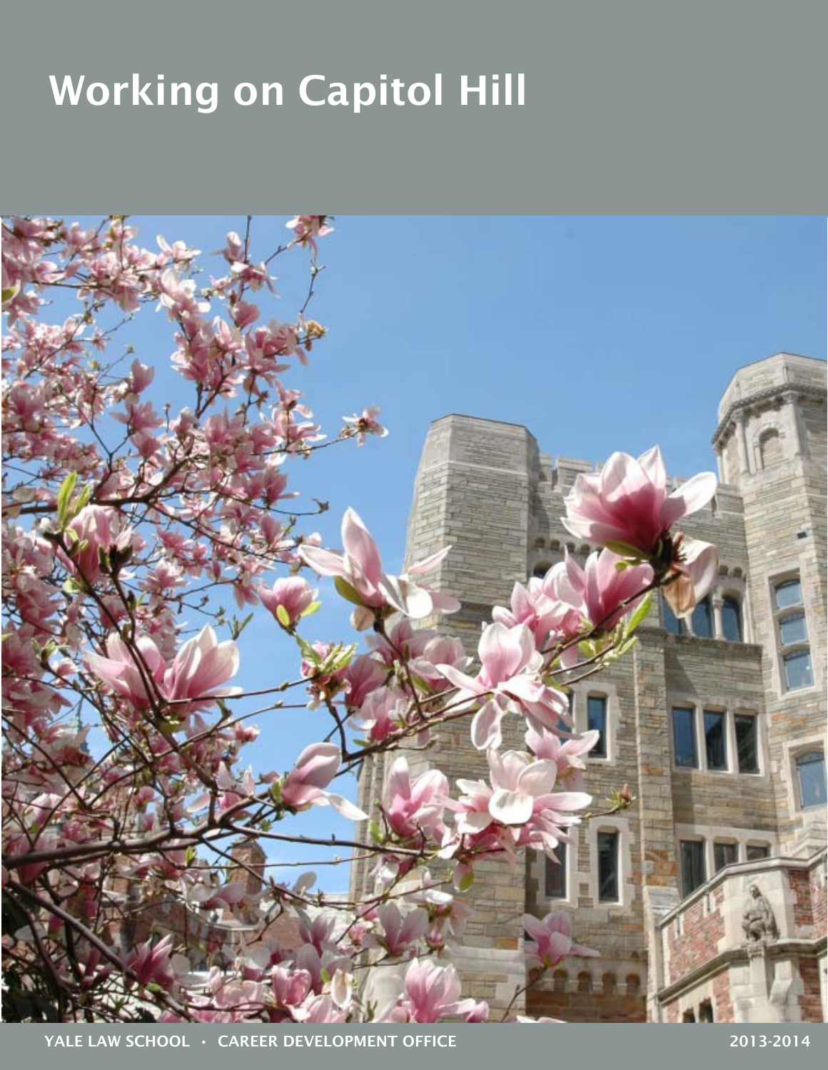# Working on Capitol Hill

YALE LAW SCHOOL • CAREER DEVELOPMENT OFFICE

2013-2014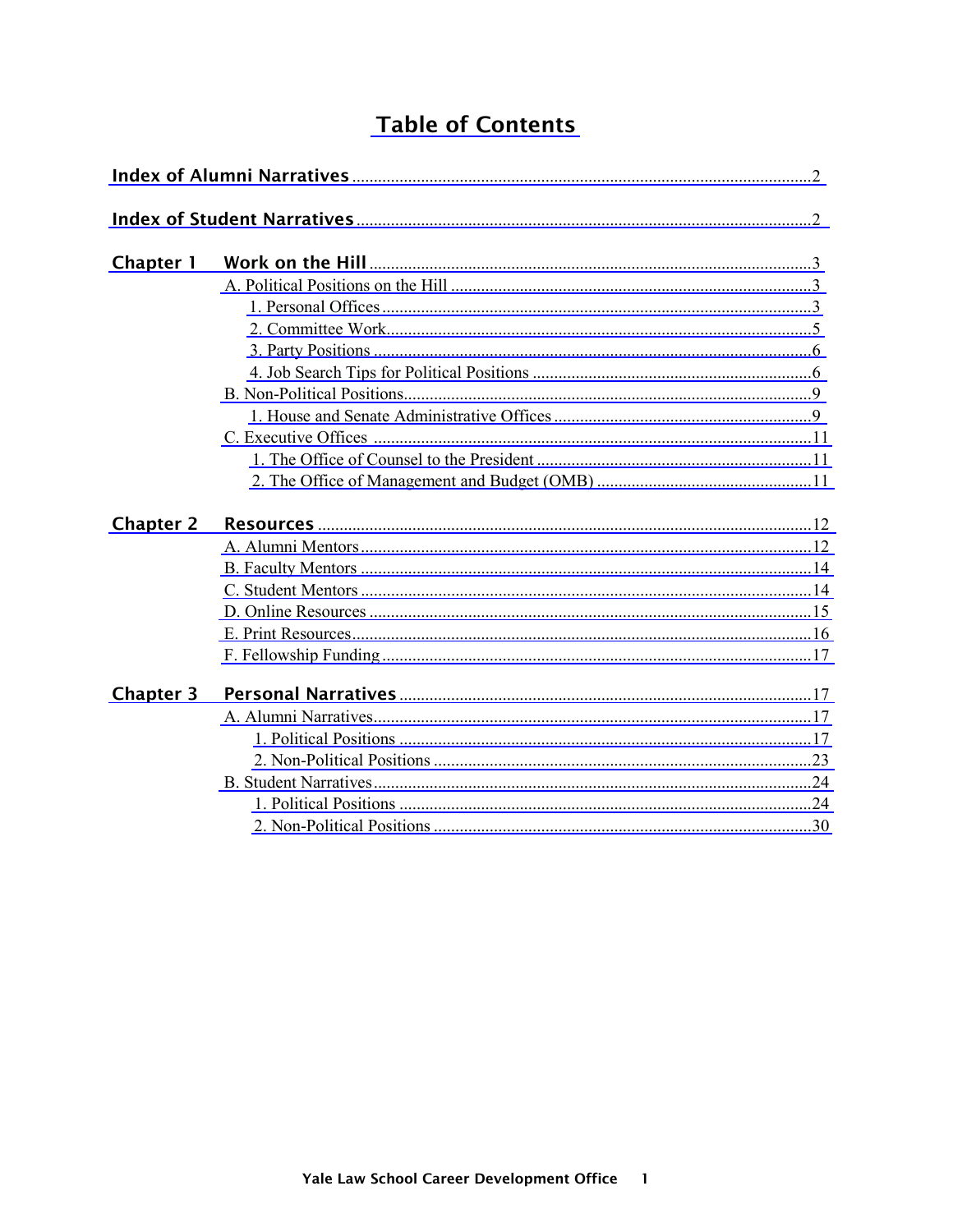# Table of Contents

**Index of Alumni Narratives** .......... 2

**Index of Student Narratives** .......... 2

**Chapter 1 Work on the Hill** .......... 3

- A. Political Positions on the Hill .......... 3
  - 1. Personal Offices .......... 3
  - 2. Committee Work .......... 5
  - 3. Party Positions .......... 6
  - 4. Job Search Tips for Political Positions .......... 6
- B. Non-Political Positions .......... 9
  - 1. House and Senate Administrative Offices .......... 9
- C. Executive Offices .......... 11
  - 1. The Office of Counsel to the President .......... 11
  - 2. The Office of Management and Budget (OMB) .......... 11

**Chapter 2 Resources** .......... 12

- A. Alumni Mentors .......... 12
- B. Faculty Mentors .......... 14
- C. Student Mentors .......... 14
- D. Online Resources .......... 15
- E. Print Resources .......... 16
- F. Fellowship Funding .......... 17

**Chapter 3 Personal Narratives** .......... 17

- A. Alumni Narratives .......... 17
  - 1. Political Positions .......... 17
  - 2. Non-Political Positions .......... 23
- B. Student Narratives .......... 24
  - 1. Political Positions .......... 24
  - 2. Non-Political Positions .......... 30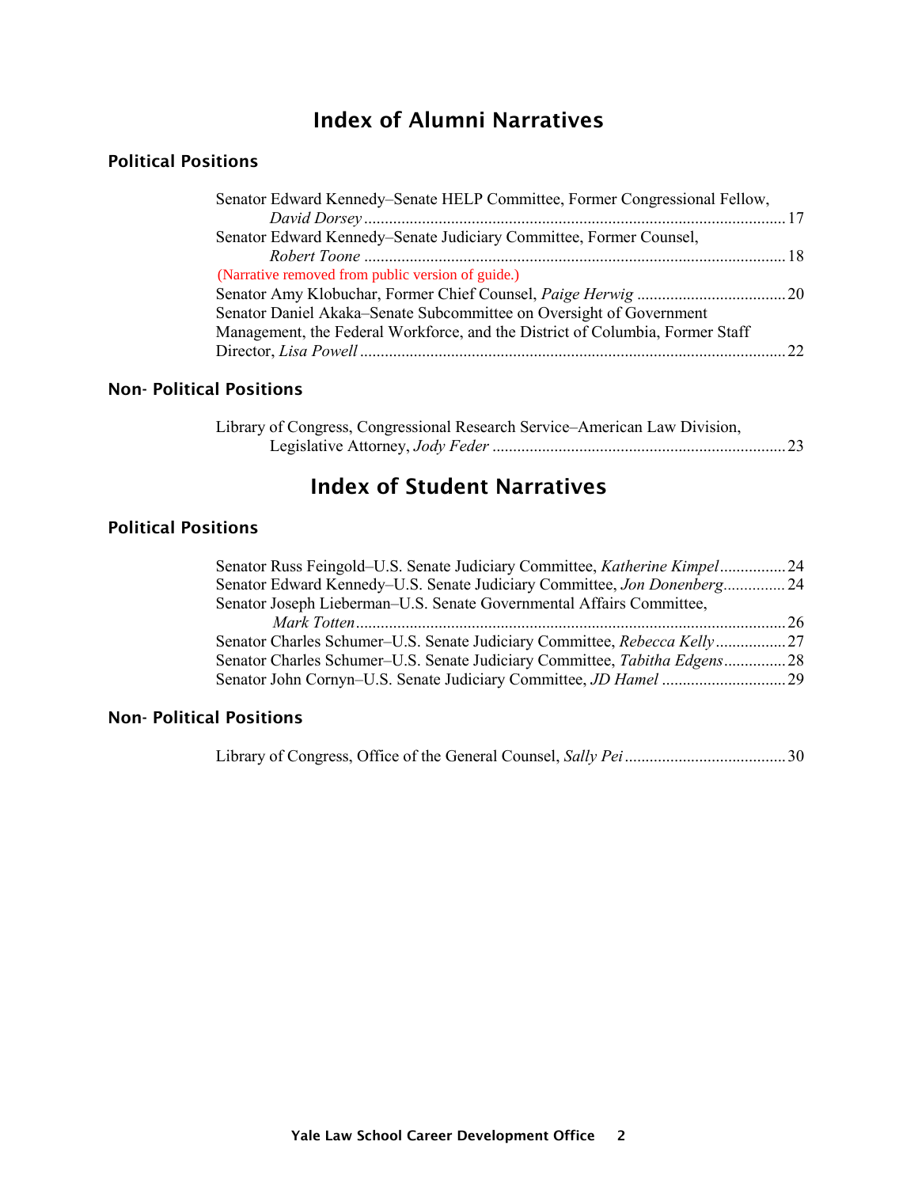# Index of Alumni Narratives

## Political Positions

Senator Edward Kennedy–Senate HELP Committee, Former Congressional Fellow, *David Dorsey* ........ 17

Senator Edward Kennedy–Senate Judiciary Committee, Former Counsel, *Robert Toone* ........ 18

(Narrative removed from public version of guide.)

Senator Amy Klobuchar, Former Chief Counsel, *Paige Herwig* ........ 20

Senator Daniel Akaka–Senate Subcommittee on Oversight of Government Management, the Federal Workforce, and the District of Columbia, Former Staff Director, *Lisa Powell* ........ 22

## Non- Political Positions

Library of Congress, Congressional Research Service–American Law Division, Legislative Attorney, *Jody Feder* ........ 23

# Index of Student Narratives

## Political Positions

Senator Russ Feingold–U.S. Senate Judiciary Committee, *Katherine Kimpel* ........ 24

Senator Edward Kennedy–U.S. Senate Judiciary Committee, *Jon Donenberg* ........ 24

Senator Joseph Lieberman–U.S. Senate Governmental Affairs Committee, *Mark Totten* ........ 26

Senator Charles Schumer–U.S. Senate Judiciary Committee, *Rebecca Kelly* ........ 27

Senator Charles Schumer–U.S. Senate Judiciary Committee, *Tabitha Edgens* ........ 28

Senator John Cornyn–U.S. Senate Judiciary Committee, *JD Hamel* ........ 29

## Non- Political Positions

Library of Congress, Office of the General Counsel, *Sally Pei* ........ 30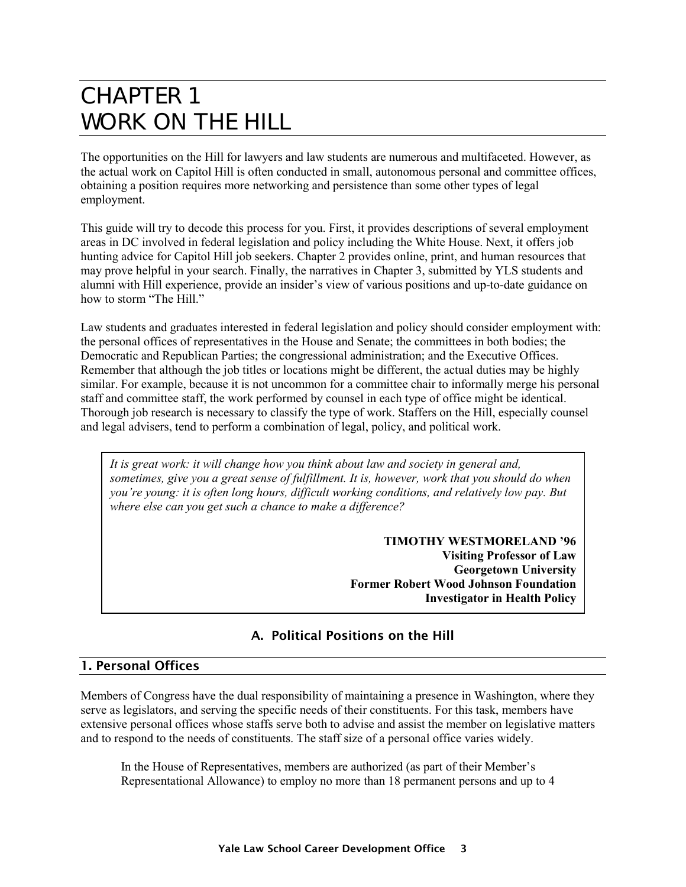# CHAPTER 1
# WORK ON THE HILL

The opportunities on the Hill for lawyers and law students are numerous and multifaceted. However, as the actual work on Capitol Hill is often conducted in small, autonomous personal and committee offices, obtaining a position requires more networking and persistence than some other types of legal employment.

This guide will try to decode this process for you. First, it provides descriptions of several employment areas in DC involved in federal legislation and policy including the White House. Next, it offers job hunting advice for Capitol Hill job seekers. Chapter 2 provides online, print, and human resources that may prove helpful in your search. Finally, the narratives in Chapter 3, submitted by YLS students and alumni with Hill experience, provide an insider's view of various positions and up-to-date guidance on how to storm "The Hill."

Law students and graduates interested in federal legislation and policy should consider employment with: the personal offices of representatives in the House and Senate; the committees in both bodies; the Democratic and Republican Parties; the congressional administration; and the Executive Offices. Remember that although the job titles or locations might be different, the actual duties may be highly similar. For example, because it is not uncommon for a committee chair to informally merge his personal staff and committee staff, the work performed by counsel in each type of office might be identical. Thorough job research is necessary to classify the type of work. Staffers on the Hill, especially counsel and legal advisers, tend to perform a combination of legal, policy, and political work.

> *It is great work: it will change how you think about law and society in general and, sometimes, give you a great sense of fulfillment. It is, however, work that you should do when you're young: it is often long hours, difficult working conditions, and relatively low pay. But where else can you get such a chance to make a difference?*
>
> **TIMOTHY WESTMORELAND '96**
> **Visiting Professor of Law**
> **Georgetown University**
> **Former Robert Wood Johnson Foundation**
> **Investigator in Health Policy**

## A. Political Positions on the Hill

### 1. Personal Offices

Members of Congress have the dual responsibility of maintaining a presence in Washington, where they serve as legislators, and serving the specific needs of their constituents. For this task, members have extensive personal offices whose staffs serve both to advise and assist the member on legislative matters and to respond to the needs of constituents. The staff size of a personal office varies widely.

In the House of Representatives, members are authorized (as part of their Member's Representational Allowance) to employ no more than 18 permanent persons and up to 4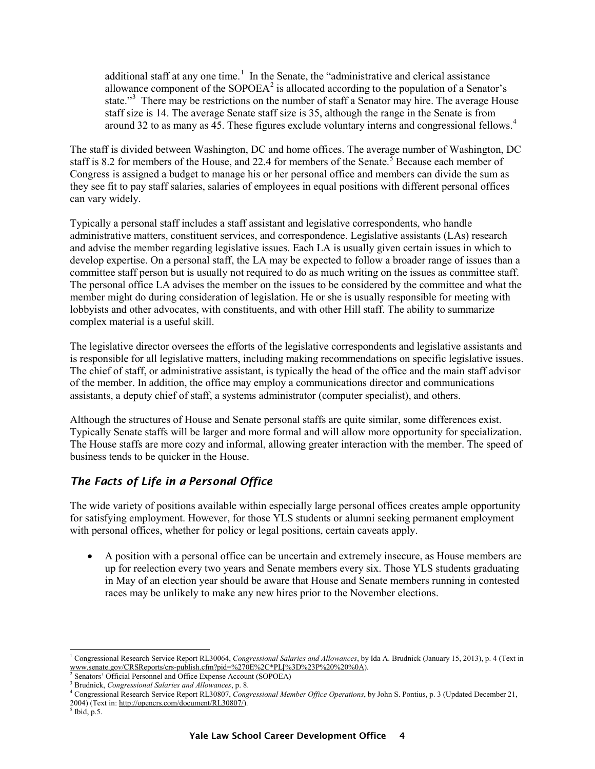additional staff at any one time.[1] In the Senate, the "administrative and clerical assistance allowance component of the SOPOEA[2] is allocated according to the population of a Senator's state."[3] There may be restrictions on the number of staff a Senator may hire. The average House staff size is 14. The average Senate staff size is 35, although the range in the Senate is from around 32 to as many as 45. These figures exclude voluntary interns and congressional fellows.[4]

The staff is divided between Washington, DC and home offices. The average number of Washington, DC staff is 8.2 for members of the House, and 22.4 for members of the Senate.[5] Because each member of Congress is assigned a budget to manage his or her personal office and members can divide the sum as they see fit to pay staff salaries, salaries of employees in equal positions with different personal offices can vary widely.

Typically a personal staff includes a staff assistant and legislative correspondents, who handle administrative matters, constituent services, and correspondence. Legislative assistants (LAs) research and advise the member regarding legislative issues. Each LA is usually given certain issues in which to develop expertise. On a personal staff, the LA may be expected to follow a broader range of issues than a committee staff person but is usually not required to do as much writing on the issues as committee staff. The personal office LA advises the member on the issues to be considered by the committee and what the member might do during consideration of legislation. He or she is usually responsible for meeting with lobbyists and other advocates, with constituents, and with other Hill staff. The ability to summarize complex material is a useful skill.

The legislative director oversees the efforts of the legislative correspondents and legislative assistants and is responsible for all legislative matters, including making recommendations on specific legislative issues. The chief of staff, or administrative assistant, is typically the head of the office and the main staff advisor of the member. In addition, the office may employ a communications director and communications assistants, a deputy chief of staff, a systems administrator (computer specialist), and others.

Although the structures of House and Senate personal staffs are quite similar, some differences exist. Typically Senate staffs will be larger and more formal and will allow more opportunity for specialization. The House staffs are more cozy and informal, allowing greater interaction with the member. The speed of business tends to be quicker in the House.

## *The Facts of Life in a Personal Office*

The wide variety of positions available within especially large personal offices creates ample opportunity for satisfying employment. However, for those YLS students or alumni seeking permanent employment with personal offices, whether for policy or legal positions, certain caveats apply.

- A position with a personal office can be uncertain and extremely insecure, as House members are up for reelection every two years and Senate members every six. Those YLS students graduating in May of an election year should be aware that House and Senate members running in contested races may be unlikely to make any new hires prior to the November elections.

---

[1] Congressional Research Service Report RL30064, *Congressional Salaries and Allowances*, by Ida A. Brudnick (January 15, 2013), p. 4 (Text in www.senate.gov/CRSReports/crs-publish.cfm?pid=%270E%2C*PL[%3D%23P%20%20%0A).

[2] Senators' Official Personnel and Office Expense Account (SOPOEA)

[3] Brudnick, *Congressional Salaries and Allowances*, p. 8.

[4] Congressional Research Service Report RL30807, *Congressional Member Office Operations*, by John S. Pontius, p. 3 (Updated December 21, 2004) (Text in: http://opencrs.com/document/RL30807/).

[5] Ibid, p.5.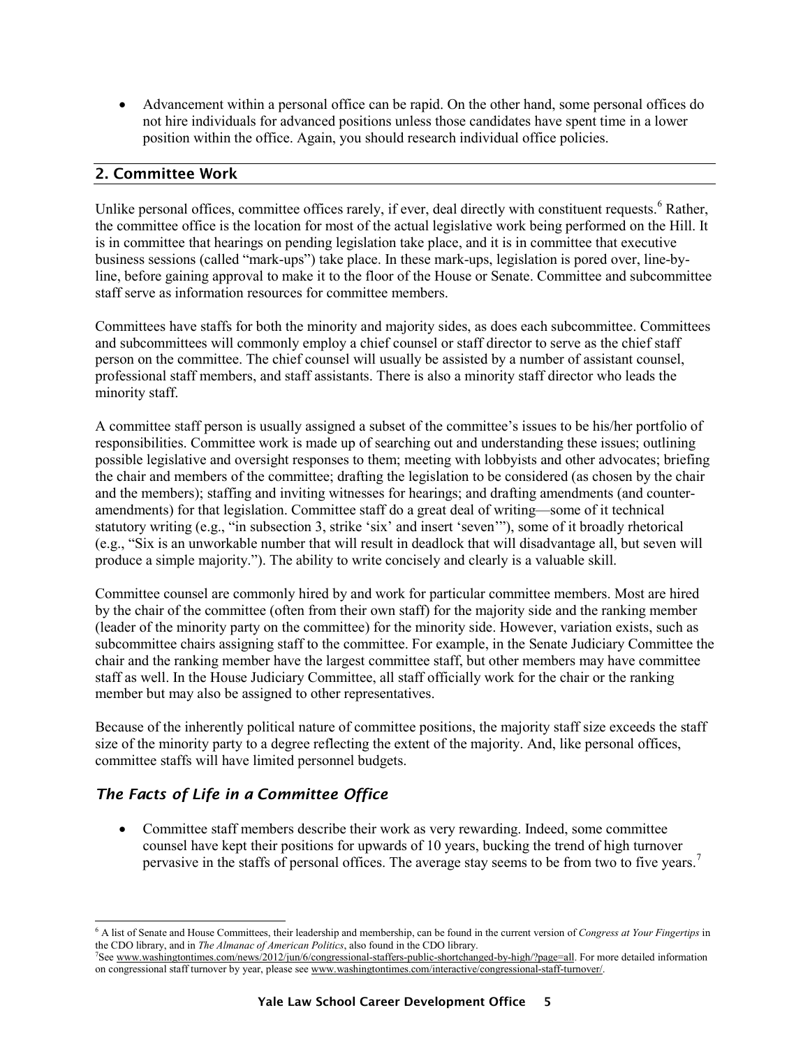- Advancement within a personal office can be rapid. On the other hand, some personal offices do not hire individuals for advanced positions unless those candidates have spent time in a lower position within the office. Again, you should research individual office policies.

## 2. Committee Work

Unlike personal offices, committee offices rarely, if ever, deal directly with constituent requests.[6] Rather, the committee office is the location for most of the actual legislative work being performed on the Hill. It is in committee that hearings on pending legislation take place, and it is in committee that executive business sessions (called "mark-ups") take place. In these mark-ups, legislation is pored over, line-by-line, before gaining approval to make it to the floor of the House or Senate. Committee and subcommittee staff serve as information resources for committee members.

Committees have staffs for both the minority and majority sides, as does each subcommittee. Committees and subcommittees will commonly employ a chief counsel or staff director to serve as the chief staff person on the committee. The chief counsel will usually be assisted by a number of assistant counsel, professional staff members, and staff assistants. There is also a minority staff director who leads the minority staff.

A committee staff person is usually assigned a subset of the committee's issues to be his/her portfolio of responsibilities. Committee work is made up of searching out and understanding these issues; outlining possible legislative and oversight responses to them; meeting with lobbyists and other advocates; briefing the chair and members of the committee; drafting the legislation to be considered (as chosen by the chair and the members); staffing and inviting witnesses for hearings; and drafting amendments (and counter-amendments) for that legislation. Committee staff do a great deal of writing—some of it technical statutory writing (e.g., "in subsection 3, strike 'six' and insert 'seven'"), some of it broadly rhetorical (e.g., "Six is an unworkable number that will result in deadlock that will disadvantage all, but seven will produce a simple majority."). The ability to write concisely and clearly is a valuable skill.

Committee counsel are commonly hired by and work for particular committee members. Most are hired by the chair of the committee (often from their own staff) for the majority side and the ranking member (leader of the minority party on the committee) for the minority side. However, variation exists, such as subcommittee chairs assigning staff to the committee. For example, in the Senate Judiciary Committee the chair and the ranking member have the largest committee staff, but other members may have committee staff as well. In the House Judiciary Committee, all staff officially work for the chair or the ranking member but may also be assigned to other representatives.

Because of the inherently political nature of committee positions, the majority staff size exceeds the staff size of the minority party to a degree reflecting the extent of the majority. And, like personal offices, committee staffs will have limited personnel budgets.

### *The Facts of Life in a Committee Office*

- Committee staff members describe their work as very rewarding. Indeed, some committee counsel have kept their positions for upwards of 10 years, bucking the trend of high turnover pervasive in the staffs of personal offices. The average stay seems to be from two to five years.[7]

---

[6] A list of Senate and House Committees, their leadership and membership, can be found in the current version of *Congress at Your Fingertips* in the CDO library, and in *The Almanac of American Politics*, also found in the CDO library.

[7] See www.washingtontimes.com/news/2012/jun/6/congressional-staffers-public-shortchanged-by-high/?page=all. For more detailed information on congressional staff turnover by year, please see www.washingtontimes.com/interactive/congressional-staff-turnover/.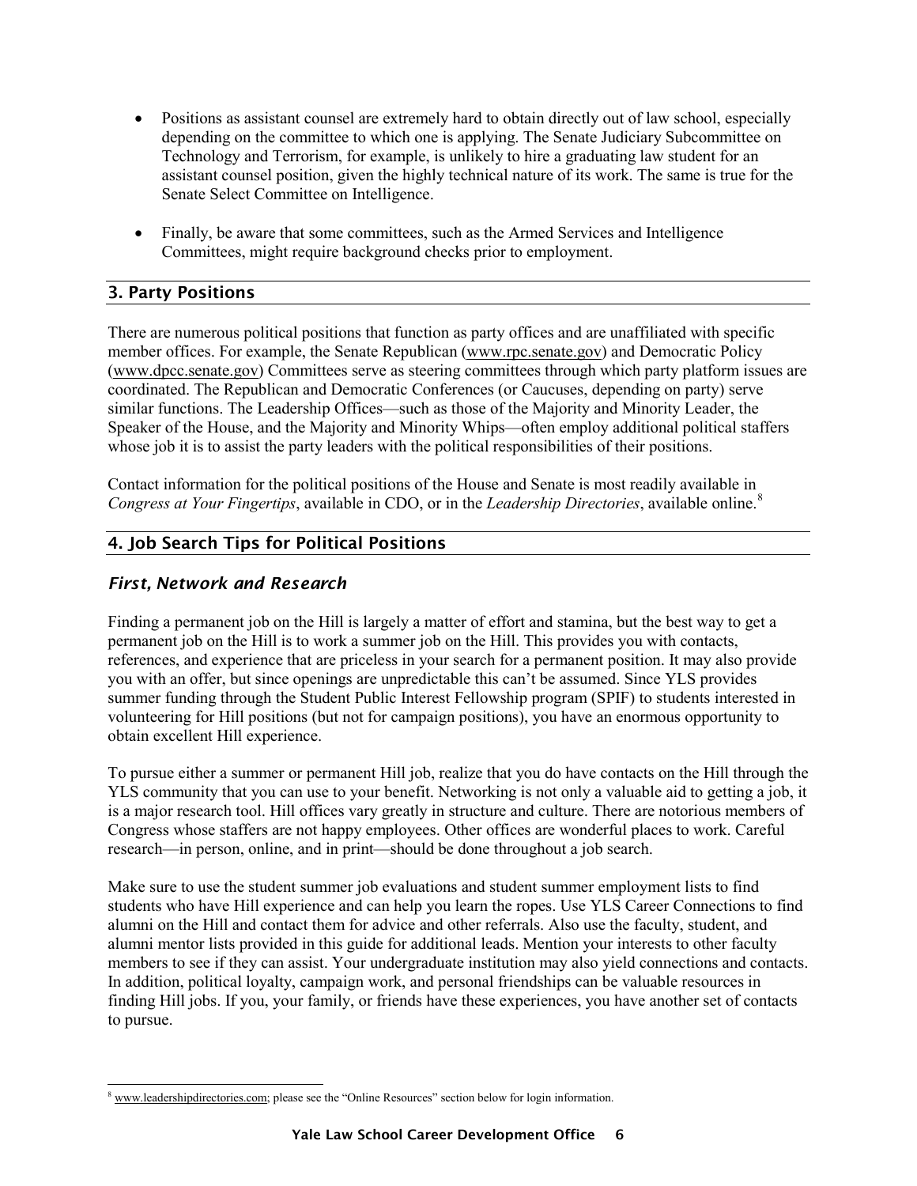- Positions as assistant counsel are extremely hard to obtain directly out of law school, especially depending on the committee to which one is applying. The Senate Judiciary Subcommittee on Technology and Terrorism, for example, is unlikely to hire a graduating law student for an assistant counsel position, given the highly technical nature of its work. The same is true for the Senate Select Committee on Intelligence.

- Finally, be aware that some committees, such as the Armed Services and Intelligence Committees, might require background checks prior to employment.

## 3. Party Positions

There are numerous political positions that function as party offices and are unaffiliated with specific member offices. For example, the Senate Republican (www.rpc.senate.gov) and Democratic Policy (www.dpcc.senate.gov) Committees serve as steering committees through which party platform issues are coordinated. The Republican and Democratic Conferences (or Caucuses, depending on party) serve similar functions. The Leadership Offices—such as those of the Majority and Minority Leader, the Speaker of the House, and the Majority and Minority Whips—often employ additional political staffers whose job it is to assist the party leaders with the political responsibilities of their positions.

Contact information for the political positions of the House and Senate is most readily available in *Congress at Your Fingertips*, available in CDO, or in the *Leadership Directories*, available online.[8]

## 4. Job Search Tips for Political Positions

### *First, Network and Research*

Finding a permanent job on the Hill is largely a matter of effort and stamina, but the best way to get a permanent job on the Hill is to work a summer job on the Hill. This provides you with contacts, references, and experience that are priceless in your search for a permanent position. It may also provide you with an offer, but since openings are unpredictable this can't be assumed. Since YLS provides summer funding through the Student Public Interest Fellowship program (SPIF) to students interested in volunteering for Hill positions (but not for campaign positions), you have an enormous opportunity to obtain excellent Hill experience.

To pursue either a summer or permanent Hill job, realize that you do have contacts on the Hill through the YLS community that you can use to your benefit. Networking is not only a valuable aid to getting a job, it is a major research tool. Hill offices vary greatly in structure and culture. There are notorious members of Congress whose staffers are not happy employees. Other offices are wonderful places to work. Careful research—in person, online, and in print—should be done throughout a job search.

Make sure to use the student summer job evaluations and student summer employment lists to find students who have Hill experience and can help you learn the ropes. Use YLS Career Connections to find alumni on the Hill and contact them for advice and other referrals. Also use the faculty, student, and alumni mentor lists provided in this guide for additional leads. Mention your interests to other faculty members to see if they can assist. Your undergraduate institution may also yield connections and contacts. In addition, political loyalty, campaign work, and personal friendships can be valuable resources in finding Hill jobs. If you, your family, or friends have these experiences, you have another set of contacts to pursue.

---

[8] www.leadershipdirectories.com; please see the "Online Resources" section below for login information.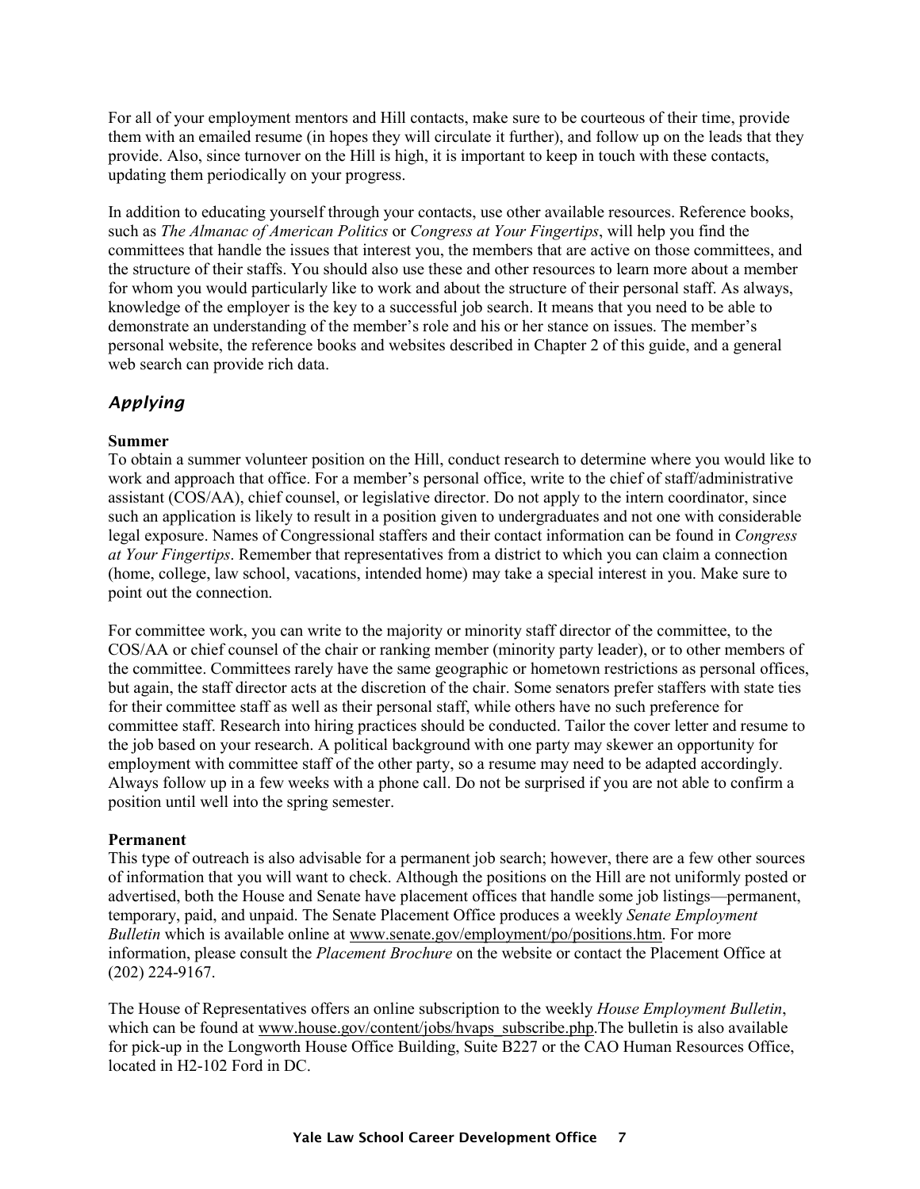For all of your employment mentors and Hill contacts, make sure to be courteous of their time, provide them with an emailed resume (in hopes they will circulate it further), and follow up on the leads that they provide. Also, since turnover on the Hill is high, it is important to keep in touch with these contacts, updating them periodically on your progress.

In addition to educating yourself through your contacts, use other available resources. Reference books, such as *The Almanac of American Politics* or *Congress at Your Fingertips*, will help you find the committees that handle the issues that interest you, the members that are active on those committees, and the structure of their staffs. You should also use these and other resources to learn more about a member for whom you would particularly like to work and about the structure of their personal staff. As always, knowledge of the employer is the key to a successful job search. It means that you need to be able to demonstrate an understanding of the member's role and his or her stance on issues. The member's personal website, the reference books and websites described in Chapter 2 of this guide, and a general web search can provide rich data.

## *Applying*

**Summer**
To obtain a summer volunteer position on the Hill, conduct research to determine where you would like to work and approach that office. For a member's personal office, write to the chief of staff/administrative assistant (COS/AA), chief counsel, or legislative director. Do not apply to the intern coordinator, since such an application is likely to result in a position given to undergraduates and not one with considerable legal exposure. Names of Congressional staffers and their contact information can be found in *Congress at Your Fingertips*. Remember that representatives from a district to which you can claim a connection (home, college, law school, vacations, intended home) may take a special interest in you. Make sure to point out the connection.

For committee work, you can write to the majority or minority staff director of the committee, to the COS/AA or chief counsel of the chair or ranking member (minority party leader), or to other members of the committee. Committees rarely have the same geographic or hometown restrictions as personal offices, but again, the staff director acts at the discretion of the chair. Some senators prefer staffers with state ties for their committee staff as well as their personal staff, while others have no such preference for committee staff. Research into hiring practices should be conducted. Tailor the cover letter and resume to the job based on your research. A political background with one party may skewer an opportunity for employment with committee staff of the other party, so a resume may need to be adapted accordingly. Always follow up in a few weeks with a phone call. Do not be surprised if you are not able to confirm a position until well into the spring semester.

**Permanent**
This type of outreach is also advisable for a permanent job search; however, there are a few other sources of information that you will want to check. Although the positions on the Hill are not uniformly posted or advertised, both the House and Senate have placement offices that handle some job listings—permanent, temporary, paid, and unpaid. The Senate Placement Office produces a weekly *Senate Employment Bulletin* which is available online at www.senate.gov/employment/po/positions.htm. For more information, please consult the *Placement Brochure* on the website or contact the Placement Office at (202) 224-9167.

The House of Representatives offers an online subscription to the weekly *House Employment Bulletin*, which can be found at www.house.gov/content/jobs/hvaps_subscribe.php.The bulletin is also available for pick-up in the Longworth House Office Building, Suite B227 or the CAO Human Resources Office, located in H2-102 Ford in DC.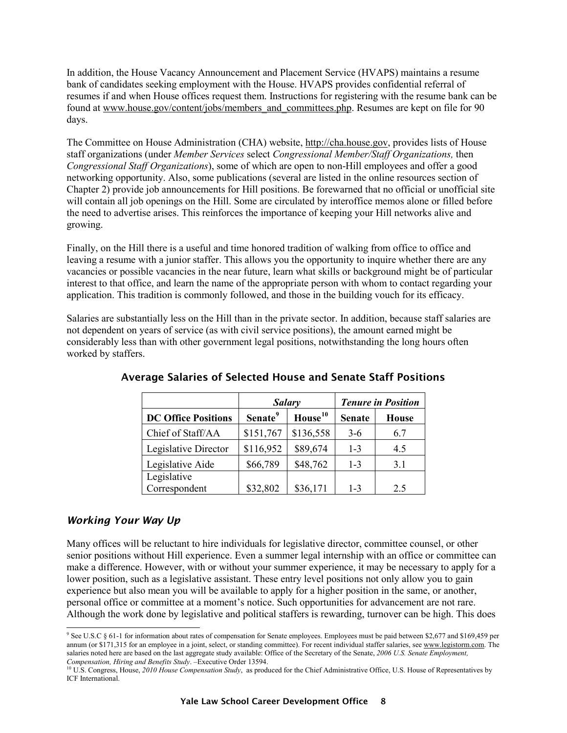In addition, the House Vacancy Announcement and Placement Service (HVAPS) maintains a resume bank of candidates seeking employment with the House. HVAPS provides confidential referral of resumes if and when House offices request them. Instructions for registering with the resume bank can be found at www.house.gov/content/jobs/members_and_committees.php. Resumes are kept on file for 90 days.

The Committee on House Administration (CHA) website, http://cha.house.gov, provides lists of House staff organizations (under *Member Services* select *Congressional Member/Staff Organizations,* then *Congressional Staff Organizations*), some of which are open to non-Hill employees and offer a good networking opportunity. Also, some publications (several are listed in the online resources section of Chapter 2) provide job announcements for Hill positions. Be forewarned that no official or unofficial site will contain all job openings on the Hill. Some are circulated by interoffice memos alone or filled before the need to advertise arises. This reinforces the importance of keeping your Hill networks alive and growing.

Finally, on the Hill there is a useful and time honored tradition of walking from office to office and leaving a resume with a junior staffer. This allows you the opportunity to inquire whether there are any vacancies or possible vacancies in the near future, learn what skills or background might be of particular interest to that office, and learn the name of the appropriate person with whom to contact regarding your application. This tradition is commonly followed, and those in the building vouch for its efficacy.

Salaries are substantially less on the Hill than in the private sector. In addition, because staff salaries are not dependent on years of service (as with civil service positions), the amount earned might be considerably less than with other government legal positions, notwithstanding the long hours often worked by staffers.

### Average Salaries of Selected House and Senate Staff Positions

| | *Salary* | | *Tenure in Position* | |
|---|---|---|---|---|
| **DC Office Positions** | **Senate**[9] | **House**[10] | **Senate** | **House** |
| Chief of Staff/AA | $151,767 | $136,558 | 3-6 | 6.7 |
| Legislative Director | $116,952 | $89,674 | 1-3 | 4.5 |
| Legislative Aide | $66,789 | $48,762 | 1-3 | 3.1 |
| Legislative Correspondent | $32,802 | $36,171 | 1-3 | 2.5 |

## *Working Your Way Up*

Many offices will be reluctant to hire individuals for legislative director, committee counsel, or other senior positions without Hill experience. Even a summer legal internship with an office or committee can make a difference. However, with or without your summer experience, it may be necessary to apply for a lower position, such as a legislative assistant. These entry level positions not only allow you to gain experience but also mean you will be available to apply for a higher position in the same, or another, personal office or committee at a moment's notice. Such opportunities for advancement are not rare. Although the work done by legislative and political staffers is rewarding, turnover can be high. This does

---

[9] See U.S.C § 61-1 for information about rates of compensation for Senate employees. Employees must be paid between $2,677 and $169,459 per annum (or $171,315 for an employee in a joint, select, or standing committee). For recent individual staffer salaries, see www.legistorm.com. The salaries noted here are based on the last aggregate study available: Office of the Secretary of the Senate, *2006 U.S. Senate Employment, Compensation, Hiring and Benefits Study*. –Executive Order 13594.

[10] U.S. Congress, House, *2010 House Compensation Study*, as produced for the Chief Administrative Office, U.S. House of Representatives by ICF International.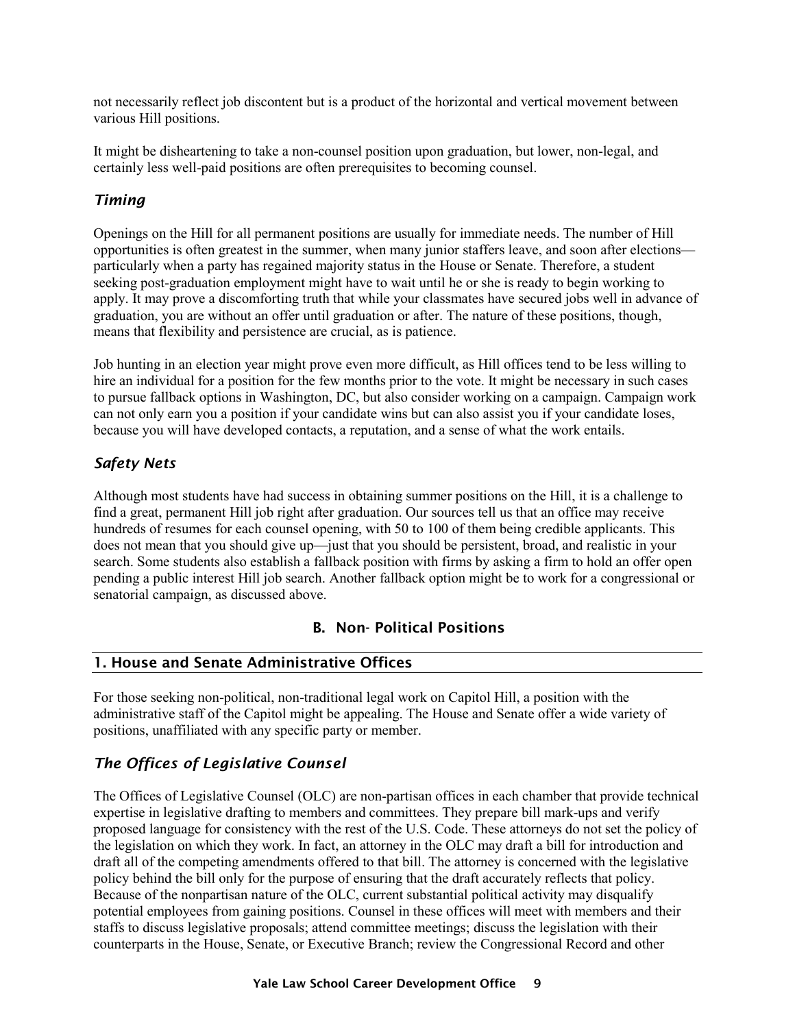not necessarily reflect job discontent but is a product of the horizontal and vertical movement between various Hill positions.

It might be disheartening to take a non-counsel position upon graduation, but lower, non-legal, and certainly less well-paid positions are often prerequisites to becoming counsel.

### *Timing*

Openings on the Hill for all permanent positions are usually for immediate needs. The number of Hill opportunities is often greatest in the summer, when many junior staffers leave, and soon after elections—particularly when a party has regained majority status in the House or Senate. Therefore, a student seeking post-graduation employment might have to wait until he or she is ready to begin working to apply. It may prove a discomforting truth that while your classmates have secured jobs well in advance of graduation, you are without an offer until graduation or after. The nature of these positions, though, means that flexibility and persistence are crucial, as is patience.

Job hunting in an election year might prove even more difficult, as Hill offices tend to be less willing to hire an individual for a position for the few months prior to the vote. It might be necessary in such cases to pursue fallback options in Washington, DC, but also consider working on a campaign. Campaign work can not only earn you a position if your candidate wins but can also assist you if your candidate loses, because you will have developed contacts, a reputation, and a sense of what the work entails.

### *Safety Nets*

Although most students have had success in obtaining summer positions on the Hill, it is a challenge to find a great, permanent Hill job right after graduation. Our sources tell us that an office may receive hundreds of resumes for each counsel opening, with 50 to 100 of them being credible applicants. This does not mean that you should give up—just that you should be persistent, broad, and realistic in your search. Some students also establish a fallback position with firms by asking a firm to hold an offer open pending a public interest Hill job search. Another fallback option might be to work for a congressional or senatorial campaign, as discussed above.

## B. Non- Political Positions

## 1. House and Senate Administrative Offices

For those seeking non-political, non-traditional legal work on Capitol Hill, a position with the administrative staff of the Capitol might be appealing. The House and Senate offer a wide variety of positions, unaffiliated with any specific party or member.

### *The Offices of Legislative Counsel*

The Offices of Legislative Counsel (OLC) are non-partisan offices in each chamber that provide technical expertise in legislative drafting to members and committees. They prepare bill mark-ups and verify proposed language for consistency with the rest of the U.S. Code. These attorneys do not set the policy of the legislation on which they work. In fact, an attorney in the OLC may draft a bill for introduction and draft all of the competing amendments offered to that bill. The attorney is concerned with the legislative policy behind the bill only for the purpose of ensuring that the draft accurately reflects that policy. Because of the nonpartisan nature of the OLC, current substantial political activity may disqualify potential employees from gaining positions. Counsel in these offices will meet with members and their staffs to discuss legislative proposals; attend committee meetings; discuss the legislation with their counterparts in the House, Senate, or Executive Branch; review the Congressional Record and other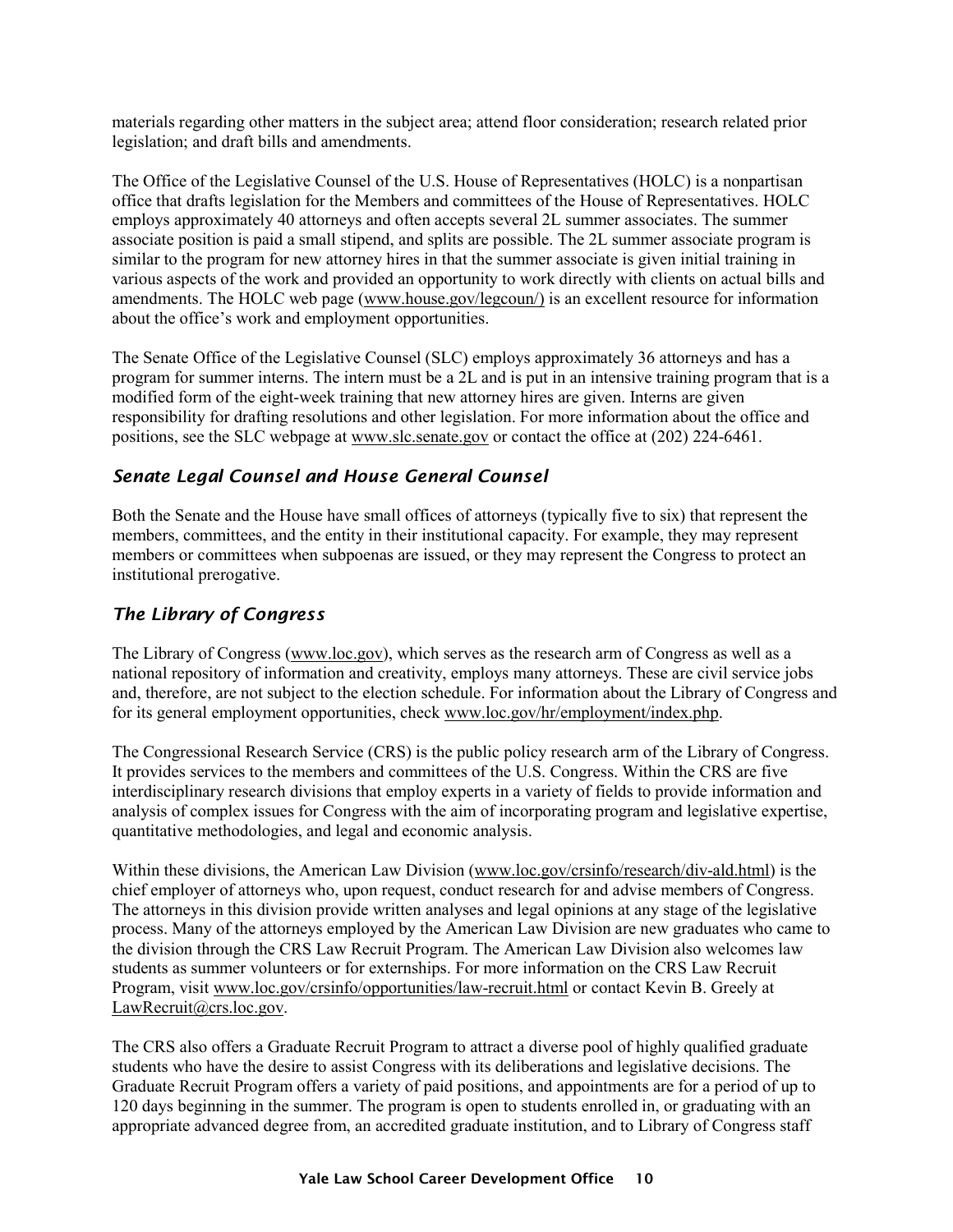materials regarding other matters in the subject area; attend floor consideration; research related prior legislation; and draft bills and amendments.

The Office of the Legislative Counsel of the U.S. House of Representatives (HOLC) is a nonpartisan office that drafts legislation for the Members and committees of the House of Representatives. HOLC employs approximately 40 attorneys and often accepts several 2L summer associates. The summer associate position is paid a small stipend, and splits are possible. The 2L summer associate program is similar to the program for new attorney hires in that the summer associate is given initial training in various aspects of the work and provided an opportunity to work directly with clients on actual bills and amendments. The HOLC web page (www.house.gov/legcoun/) is an excellent resource for information about the office's work and employment opportunities.

The Senate Office of the Legislative Counsel (SLC) employs approximately 36 attorneys and has a program for summer interns. The intern must be a 2L and is put in an intensive training program that is a modified form of the eight-week training that new attorney hires are given. Interns are given responsibility for drafting resolutions and other legislation. For more information about the office and positions, see the SLC webpage at www.slc.senate.gov or contact the office at (202) 224-6461.

### *Senate Legal Counsel and House General Counsel*

Both the Senate and the House have small offices of attorneys (typically five to six) that represent the members, committees, and the entity in their institutional capacity. For example, they may represent members or committees when subpoenas are issued, or they may represent the Congress to protect an institutional prerogative.

### *The Library of Congress*

The Library of Congress (www.loc.gov), which serves as the research arm of Congress as well as a national repository of information and creativity, employs many attorneys. These are civil service jobs and, therefore, are not subject to the election schedule. For information about the Library of Congress and for its general employment opportunities, check www.loc.gov/hr/employment/index.php.

The Congressional Research Service (CRS) is the public policy research arm of the Library of Congress. It provides services to the members and committees of the U.S. Congress. Within the CRS are five interdisciplinary research divisions that employ experts in a variety of fields to provide information and analysis of complex issues for Congress with the aim of incorporating program and legislative expertise, quantitative methodologies, and legal and economic analysis.

Within these divisions, the American Law Division (www.loc.gov/crsinfo/research/div-ald.html) is the chief employer of attorneys who, upon request, conduct research for and advise members of Congress. The attorneys in this division provide written analyses and legal opinions at any stage of the legislative process. Many of the attorneys employed by the American Law Division are new graduates who came to the division through the CRS Law Recruit Program. The American Law Division also welcomes law students as summer volunteers or for externships. For more information on the CRS Law Recruit Program, visit www.loc.gov/crsinfo/opportunities/law-recruit.html or contact Kevin B. Greely at LawRecruit@crs.loc.gov.

The CRS also offers a Graduate Recruit Program to attract a diverse pool of highly qualified graduate students who have the desire to assist Congress with its deliberations and legislative decisions. The Graduate Recruit Program offers a variety of paid positions, and appointments are for a period of up to 120 days beginning in the summer. The program is open to students enrolled in, or graduating with an appropriate advanced degree from, an accredited graduate institution, and to Library of Congress staff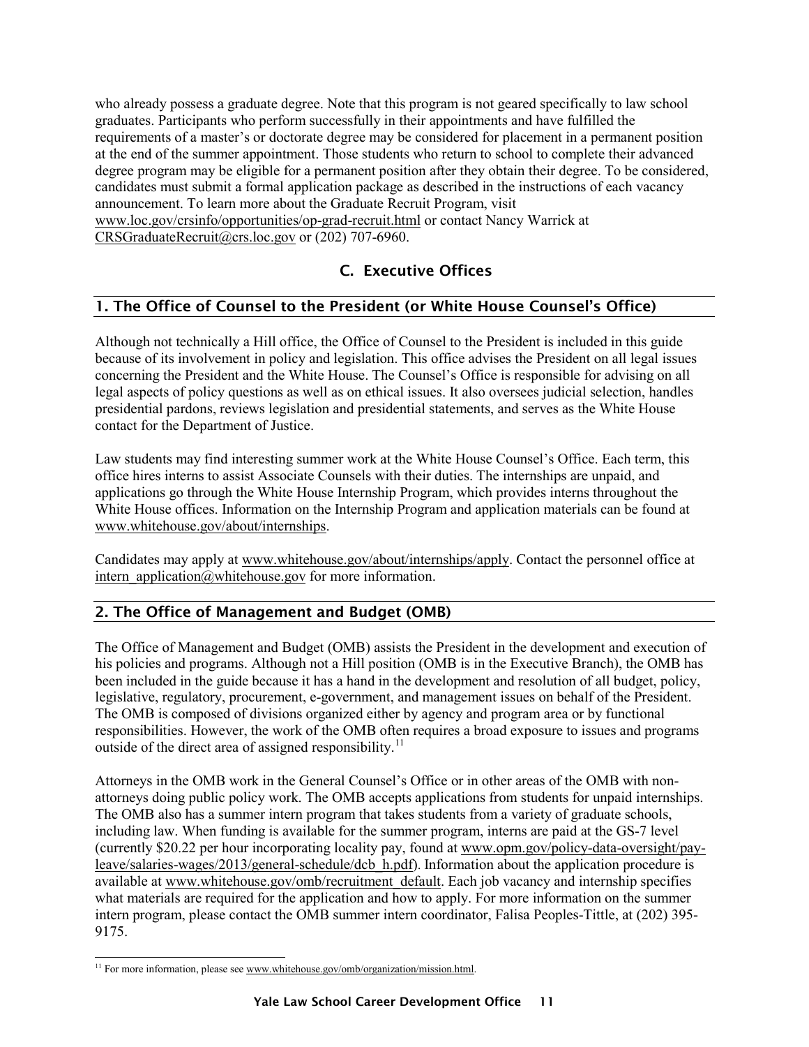who already possess a graduate degree. Note that this program is not geared specifically to law school graduates. Participants who perform successfully in their appointments and have fulfilled the requirements of a master's or doctorate degree may be considered for placement in a permanent position at the end of the summer appointment. Those students who return to school to complete their advanced degree program may be eligible for a permanent position after they obtain their degree. To be considered, candidates must submit a formal application package as described in the instructions of each vacancy announcement. To learn more about the Graduate Recruit Program, visit www.loc.gov/crsinfo/opportunities/op-grad-recruit.html or contact Nancy Warrick at CRSGraduateRecruit@crs.loc.gov or (202) 707-6960.

## C. Executive Offices

### 1. The Office of Counsel to the President (or White House Counsel's Office)

Although not technically a Hill office, the Office of Counsel to the President is included in this guide because of its involvement in policy and legislation. This office advises the President on all legal issues concerning the President and the White House. The Counsel's Office is responsible for advising on all legal aspects of policy questions as well as on ethical issues. It also oversees judicial selection, handles presidential pardons, reviews legislation and presidential statements, and serves as the White House contact for the Department of Justice.

Law students may find interesting summer work at the White House Counsel's Office. Each term, this office hires interns to assist Associate Counsels with their duties. The internships are unpaid, and applications go through the White House Internship Program, which provides interns throughout the White House offices. Information on the Internship Program and application materials can be found at www.whitehouse.gov/about/internships.

Candidates may apply at www.whitehouse.gov/about/internships/apply. Contact the personnel office at intern_application@whitehouse.gov for more information.

### 2. The Office of Management and Budget (OMB)

The Office of Management and Budget (OMB) assists the President in the development and execution of his policies and programs. Although not a Hill position (OMB is in the Executive Branch), the OMB has been included in the guide because it has a hand in the development and resolution of all budget, policy, legislative, regulatory, procurement, e-government, and management issues on behalf of the President. The OMB is composed of divisions organized either by agency and program area or by functional responsibilities. However, the work of the OMB often requires a broad exposure to issues and programs outside of the direct area of assigned responsibility.[11]

Attorneys in the OMB work in the General Counsel's Office or in other areas of the OMB with non-attorneys doing public policy work. The OMB accepts applications from students for unpaid internships. The OMB also has a summer intern program that takes students from a variety of graduate schools, including law. When funding is available for the summer program, interns are paid at the GS-7 level (currently $20.22 per hour incorporating locality pay, found at www.opm.gov/policy-data-oversight/pay-leave/salaries-wages/2013/general-schedule/dcb_h.pdf). Information about the application procedure is available at www.whitehouse.gov/omb/recruitment_default. Each job vacancy and internship specifies what materials are required for the application and how to apply. For more information on the summer intern program, please contact the OMB summer intern coordinator, Falisa Peoples-Tittle, at (202) 395-9175.

[11] For more information, please see www.whitehouse.gov/omb/organization/mission.html.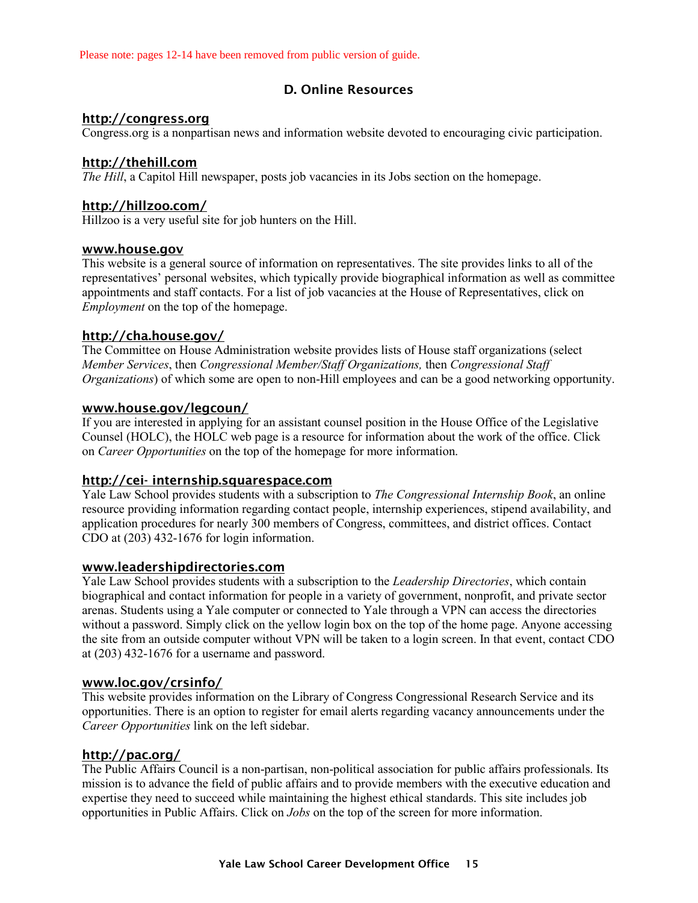Please note: pages 12-14 have been removed from public version of guide.

## D. Online Resources

**http://congress.org**
Congress.org is a nonpartisan news and information website devoted to encouraging civic participation.

**http://thehill.com**
*The Hill*, a Capitol Hill newspaper, posts job vacancies in its Jobs section on the homepage.

**http://hillzoo.com/**
Hillzoo is a very useful site for job hunters on the Hill.

**www.house.gov**
This website is a general source of information on representatives. The site provides links to all of the representatives' personal websites, which typically provide biographical information as well as committee appointments and staff contacts. For a list of job vacancies at the House of Representatives, click on *Employment* on the top of the homepage.

**http://cha.house.gov/**
The Committee on House Administration website provides lists of House staff organizations (select *Member Services*, then *Congressional Member/Staff Organizations,* then *Congressional Staff Organizations*) of which some are open to non-Hill employees and can be a good networking opportunity.

**www.house.gov/legcoun/**
If you are interested in applying for an assistant counsel position in the House Office of the Legislative Counsel (HOLC), the HOLC web page is a resource for information about the work of the office. Click on *Career Opportunities* on the top of the homepage for more information.

**http://cei- internship.squarespace.com**
Yale Law School provides students with a subscription to *The Congressional Internship Book*, an online resource providing information regarding contact people, internship experiences, stipend availability, and application procedures for nearly 300 members of Congress, committees, and district offices. Contact CDO at (203) 432-1676 for login information.

**www.leadershipdirectories.com**
Yale Law School provides students with a subscription to the *Leadership Directories*, which contain biographical and contact information for people in a variety of government, nonprofit, and private sector arenas. Students using a Yale computer or connected to Yale through a VPN can access the directories without a password. Simply click on the yellow login box on the top of the home page. Anyone accessing the site from an outside computer without VPN will be taken to a login screen. In that event, contact CDO at (203) 432-1676 for a username and password.

**www.loc.gov/crsinfo/**
This website provides information on the Library of Congress Congressional Research Service and its opportunities. There is an option to register for email alerts regarding vacancy announcements under the *Career Opportunities* link on the left sidebar.

**http://pac.org/**
The Public Affairs Council is a non-partisan, non-political association for public affairs professionals. Its mission is to advance the field of public affairs and to provide members with the executive education and expertise they need to succeed while maintaining the highest ethical standards. This site includes job opportunities in Public Affairs. Click on *Jobs* on the top of the screen for more information.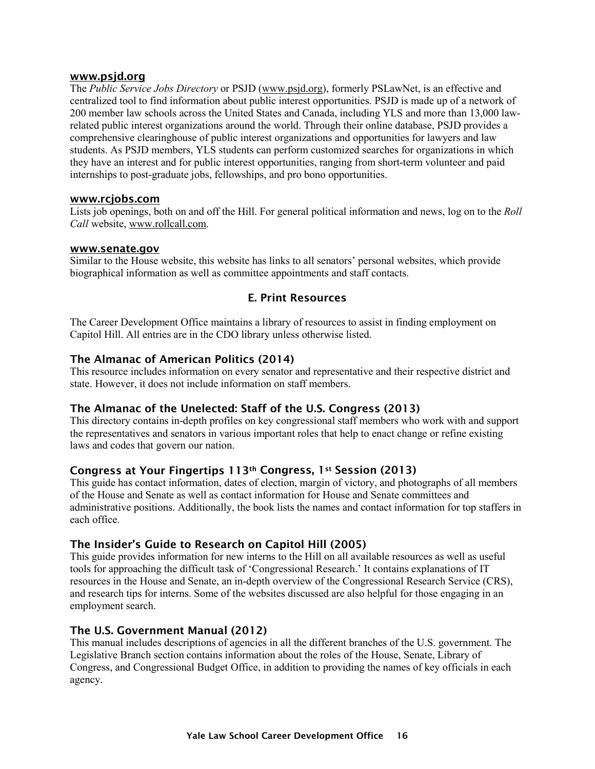### www.psjd.org

The *Public Service Jobs Directory* or PSJD (www.psjd.org), formerly PSLawNet, is an effective and centralized tool to find information about public interest opportunities. PSJD is made up of a network of 200 member law schools across the United States and Canada, including YLS and more than 13,000 law-related public interest organizations around the world. Through their online database, PSJD provides a comprehensive clearinghouse of public interest organizations and opportunities for lawyers and law students. As PSJD members, YLS students can perform customized searches for organizations in which they have an interest and for public interest opportunities, ranging from short-term volunteer and paid internships to post-graduate jobs, fellowships, and pro bono opportunities.

### www.rcjobs.com

Lists job openings, both on and off the Hill. For general political information and news, log on to the *Roll Call* website, www.rollcall.com.

### www.senate.gov

Similar to the House website, this website has links to all senators' personal websites, which provide biographical information as well as committee appointments and staff contacts.

## E. Print Resources

The Career Development Office maintains a library of resources to assist in finding employment on Capitol Hill. All entries are in the CDO library unless otherwise listed.

### The Almanac of American Politics (2014)

This resource includes information on every senator and representative and their respective district and state. However, it does not include information on staff members.

### The Almanac of the Unelected: Staff of the U.S. Congress (2013)

This directory contains in-depth profiles on key congressional staff members who work with and support the representatives and senators in various important roles that help to enact change or refine existing laws and codes that govern our nation.

### Congress at Your Fingertips 113th Congress, 1st Session (2013)

This guide has contact information, dates of election, margin of victory, and photographs of all members of the House and Senate as well as contact information for House and Senate committees and administrative positions. Additionally, the book lists the names and contact information for top staffers in each office.

### The Insider's Guide to Research on Capitol Hill (2005)

This guide provides information for new interns to the Hill on all available resources as well as useful tools for approaching the difficult task of 'Congressional Research.' It contains explanations of IT resources in the House and Senate, an in-depth overview of the Congressional Research Service (CRS), and research tips for interns. Some of the websites discussed are also helpful for those engaging in an employment search.

### The U.S. Government Manual (2012)

This manual includes descriptions of agencies in all the different branches of the U.S. government. The Legislative Branch section contains information about the roles of the House, Senate, Library of Congress, and Congressional Budget Office, in addition to providing the names of key officials in each agency.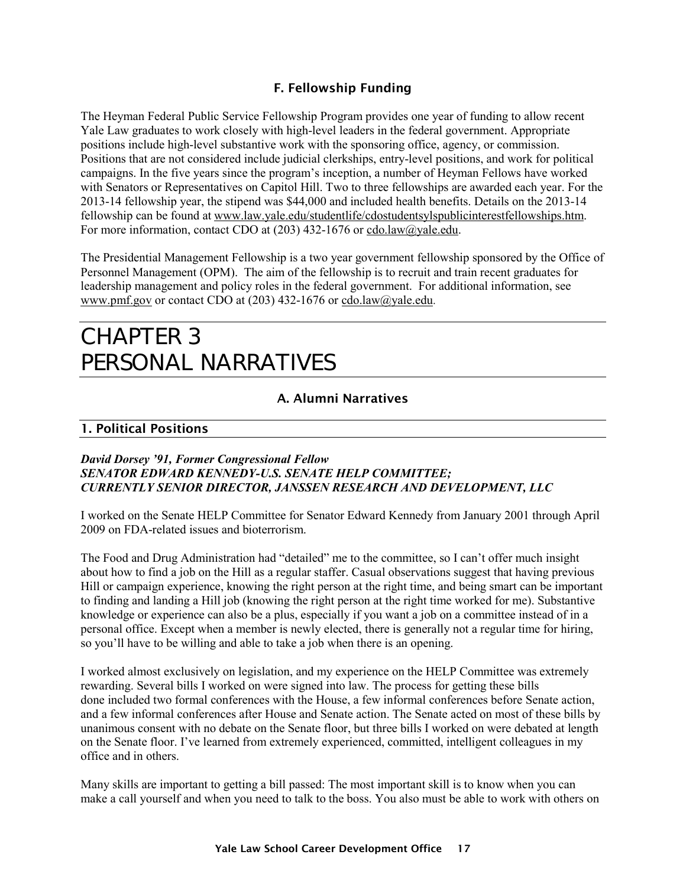### F. Fellowship Funding

The Heyman Federal Public Service Fellowship Program provides one year of funding to allow recent Yale Law graduates to work closely with high-level leaders in the federal government. Appropriate positions include high-level substantive work with the sponsoring office, agency, or commission. Positions that are not considered include judicial clerkships, entry-level positions, and work for political campaigns. In the five years since the program's inception, a number of Heyman Fellows have worked with Senators or Representatives on Capitol Hill. Two to three fellowships are awarded each year. For the 2013-14 fellowship year, the stipend was $44,000 and included health benefits. Details on the 2013-14 fellowship can be found at www.law.yale.edu/studentlife/cdostudentsylspublicinterestfellowships.htm. For more information, contact CDO at (203) 432-1676 or cdo.law@yale.edu.

The Presidential Management Fellowship is a two year government fellowship sponsored by the Office of Personnel Management (OPM). The aim of the fellowship is to recruit and train recent graduates for leadership management and policy roles in the federal government. For additional information, see www.pmf.gov or contact CDO at (203) 432-1676 or cdo.law@yale.edu.

# CHAPTER 3 PERSONAL NARRATIVES

## A. Alumni Narratives

### 1. Political Positions

***David Dorsey '91, Former Congressional Fellow***
***SENATOR EDWARD KENNEDY-U.S. SENATE HELP COMMITTEE;***
***CURRENTLY SENIOR DIRECTOR, JANSSEN RESEARCH AND DEVELOPMENT, LLC***

I worked on the Senate HELP Committee for Senator Edward Kennedy from January 2001 through April 2009 on FDA-related issues and bioterrorism.

The Food and Drug Administration had "detailed" me to the committee, so I can't offer much insight about how to find a job on the Hill as a regular staffer. Casual observations suggest that having previous Hill or campaign experience, knowing the right person at the right time, and being smart can be important to finding and landing a Hill job (knowing the right person at the right time worked for me). Substantive knowledge or experience can also be a plus, especially if you want a job on a committee instead of in a personal office. Except when a member is newly elected, there is generally not a regular time for hiring, so you'll have to be willing and able to take a job when there is an opening.

I worked almost exclusively on legislation, and my experience on the HELP Committee was extremely rewarding. Several bills I worked on were signed into law. The process for getting these bills done included two formal conferences with the House, a few informal conferences before Senate action, and a few informal conferences after House and Senate action. The Senate acted on most of these bills by unanimous consent with no debate on the Senate floor, but three bills I worked on were debated at length on the Senate floor. I've learned from extremely experienced, committed, intelligent colleagues in my office and in others.

Many skills are important to getting a bill passed: The most important skill is to know when you can make a call yourself and when you need to talk to the boss. You also must be able to work with others on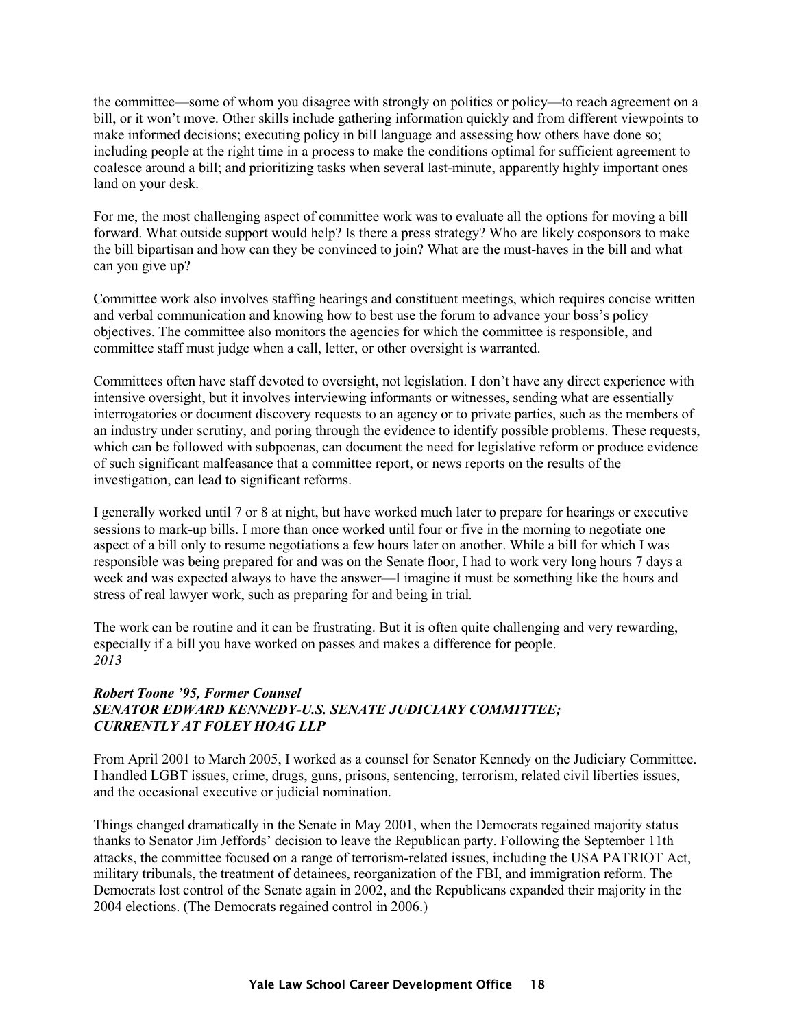the committee—some of whom you disagree with strongly on politics or policy—to reach agreement on a bill, or it won't move. Other skills include gathering information quickly and from different viewpoints to make informed decisions; executing policy in bill language and assessing how others have done so; including people at the right time in a process to make the conditions optimal for sufficient agreement to coalesce around a bill; and prioritizing tasks when several last-minute, apparently highly important ones land on your desk.

For me, the most challenging aspect of committee work was to evaluate all the options for moving a bill forward. What outside support would help? Is there a press strategy? Who are likely cosponsors to make the bill bipartisan and how can they be convinced to join? What are the must-haves in the bill and what can you give up?

Committee work also involves staffing hearings and constituent meetings, which requires concise written and verbal communication and knowing how to best use the forum to advance your boss's policy objectives. The committee also monitors the agencies for which the committee is responsible, and committee staff must judge when a call, letter, or other oversight is warranted.

Committees often have staff devoted to oversight, not legislation. I don't have any direct experience with intensive oversight, but it involves interviewing informants or witnesses, sending what are essentially interrogatories or document discovery requests to an agency or to private parties, such as the members of an industry under scrutiny, and poring through the evidence to identify possible problems. These requests, which can be followed with subpoenas, can document the need for legislative reform or produce evidence of such significant malfeasance that a committee report, or news reports on the results of the investigation, can lead to significant reforms.

I generally worked until 7 or 8 at night, but have worked much later to prepare for hearings or executive sessions to mark-up bills. I more than once worked until four or five in the morning to negotiate one aspect of a bill only to resume negotiations a few hours later on another. While a bill for which I was responsible was being prepared for and was on the Senate floor, I had to work very long hours 7 days a week and was expected always to have the answer—I imagine it must be something like the hours and stress of real lawyer work, such as preparing for and being in trial.

The work can be routine and it can be frustrating. But it is often quite challenging and very rewarding, especially if a bill you have worked on passes and makes a difference for people.
*2013*

***Robert Toone '95, Former Counsel***
***SENATOR EDWARD KENNEDY-U.S. SENATE JUDICIARY COMMITTEE;***
***CURRENTLY AT FOLEY HOAG LLP***

From April 2001 to March 2005, I worked as a counsel for Senator Kennedy on the Judiciary Committee. I handled LGBT issues, crime, drugs, guns, prisons, sentencing, terrorism, related civil liberties issues, and the occasional executive or judicial nomination.

Things changed dramatically in the Senate in May 2001, when the Democrats regained majority status thanks to Senator Jim Jeffords' decision to leave the Republican party. Following the September 11th attacks, the committee focused on a range of terrorism-related issues, including the USA PATRIOT Act, military tribunals, the treatment of detainees, reorganization of the FBI, and immigration reform. The Democrats lost control of the Senate again in 2002, and the Republicans expanded their majority in the 2004 elections. (The Democrats regained control in 2006.)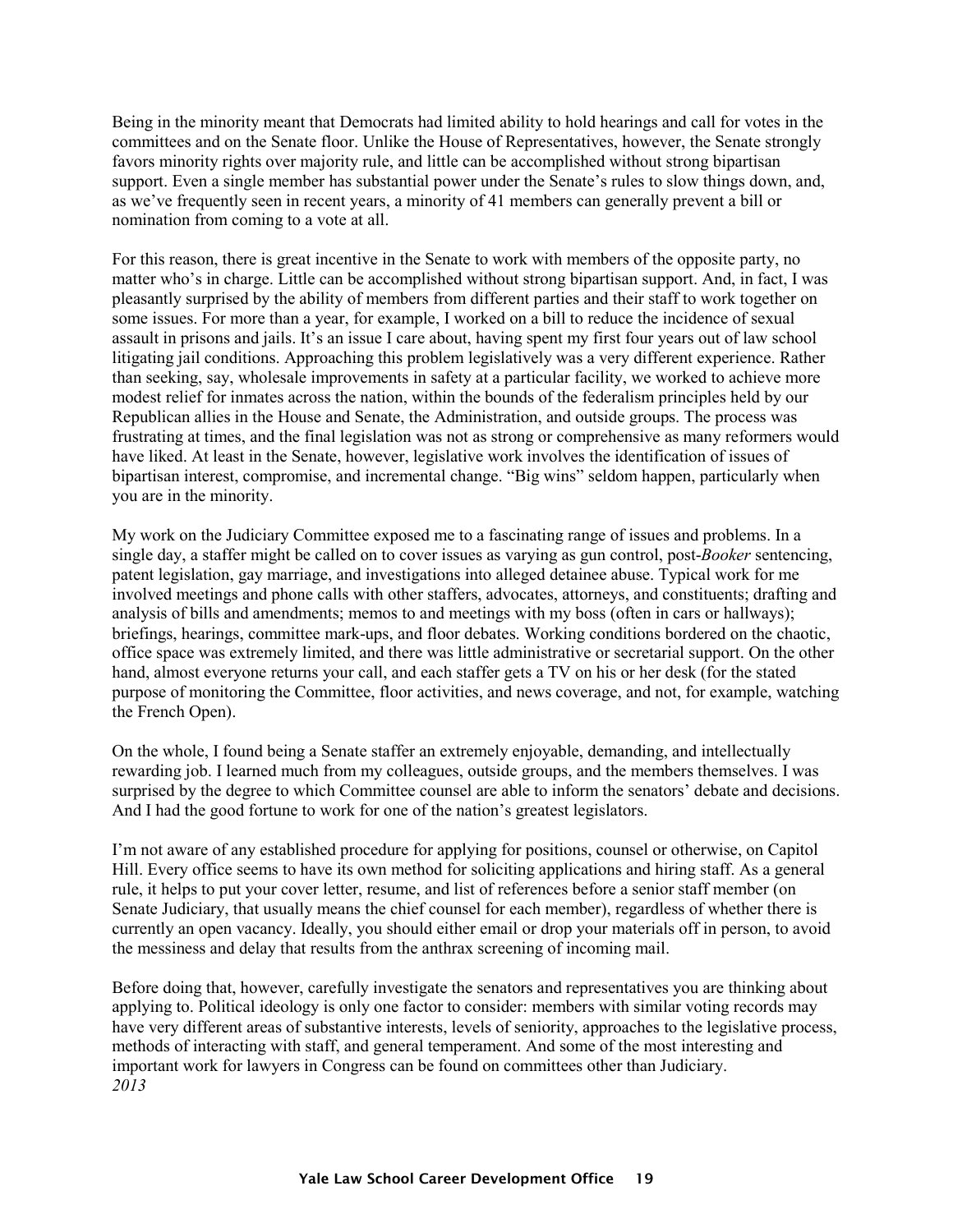Being in the minority meant that Democrats had limited ability to hold hearings and call for votes in the committees and on the Senate floor. Unlike the House of Representatives, however, the Senate strongly favors minority rights over majority rule, and little can be accomplished without strong bipartisan support. Even a single member has substantial power under the Senate's rules to slow things down, and, as we've frequently seen in recent years, a minority of 41 members can generally prevent a bill or nomination from coming to a vote at all.

For this reason, there is great incentive in the Senate to work with members of the opposite party, no matter who's in charge. Little can be accomplished without strong bipartisan support. And, in fact, I was pleasantly surprised by the ability of members from different parties and their staff to work together on some issues. For more than a year, for example, I worked on a bill to reduce the incidence of sexual assault in prisons and jails. It's an issue I care about, having spent my first four years out of law school litigating jail conditions. Approaching this problem legislatively was a very different experience. Rather than seeking, say, wholesale improvements in safety at a particular facility, we worked to achieve more modest relief for inmates across the nation, within the bounds of the federalism principles held by our Republican allies in the House and Senate, the Administration, and outside groups. The process was frustrating at times, and the final legislation was not as strong or comprehensive as many reformers would have liked. At least in the Senate, however, legislative work involves the identification of issues of bipartisan interest, compromise, and incremental change. "Big wins" seldom happen, particularly when you are in the minority.

My work on the Judiciary Committee exposed me to a fascinating range of issues and problems. In a single day, a staffer might be called on to cover issues as varying as gun control, post-*Booker* sentencing, patent legislation, gay marriage, and investigations into alleged detainee abuse. Typical work for me involved meetings and phone calls with other staffers, advocates, attorneys, and constituents; drafting and analysis of bills and amendments; memos to and meetings with my boss (often in cars or hallways); briefings, hearings, committee mark-ups, and floor debates. Working conditions bordered on the chaotic, office space was extremely limited, and there was little administrative or secretarial support. On the other hand, almost everyone returns your call, and each staffer gets a TV on his or her desk (for the stated purpose of monitoring the Committee, floor activities, and news coverage, and not, for example, watching the French Open).

On the whole, I found being a Senate staffer an extremely enjoyable, demanding, and intellectually rewarding job. I learned much from my colleagues, outside groups, and the members themselves. I was surprised by the degree to which Committee counsel are able to inform the senators' debate and decisions. And I had the good fortune to work for one of the nation's greatest legislators.

I'm not aware of any established procedure for applying for positions, counsel or otherwise, on Capitol Hill. Every office seems to have its own method for soliciting applications and hiring staff. As a general rule, it helps to put your cover letter, resume, and list of references before a senior staff member (on Senate Judiciary, that usually means the chief counsel for each member), regardless of whether there is currently an open vacancy. Ideally, you should either email or drop your materials off in person, to avoid the messiness and delay that results from the anthrax screening of incoming mail.

Before doing that, however, carefully investigate the senators and representatives you are thinking about applying to. Political ideology is only one factor to consider: members with similar voting records may have very different areas of substantive interests, levels of seniority, approaches to the legislative process, methods of interacting with staff, and general temperament. And some of the most interesting and important work for lawyers in Congress can be found on committees other than Judiciary.
*2013*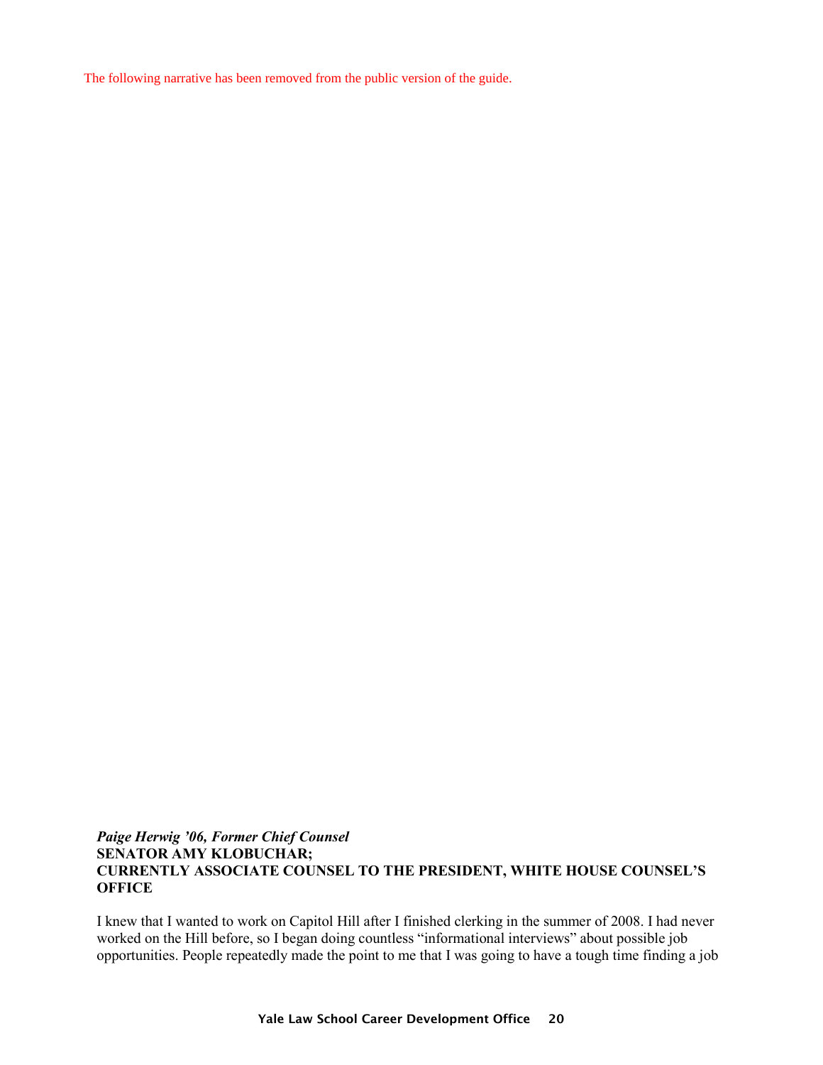The following narrative has been removed from the public version of the guide.

***Paige Herwig '06, Former Chief Counsel***
**SENATOR AMY KLOBUCHAR;**
**CURRENTLY ASSOCIATE COUNSEL TO THE PRESIDENT, WHITE HOUSE COUNSEL'S OFFICE**

I knew that I wanted to work on Capitol Hill after I finished clerking in the summer of 2008. I had never worked on the Hill before, so I began doing countless "informational interviews" about possible job opportunities. People repeatedly made the point to me that I was going to have a tough time finding a job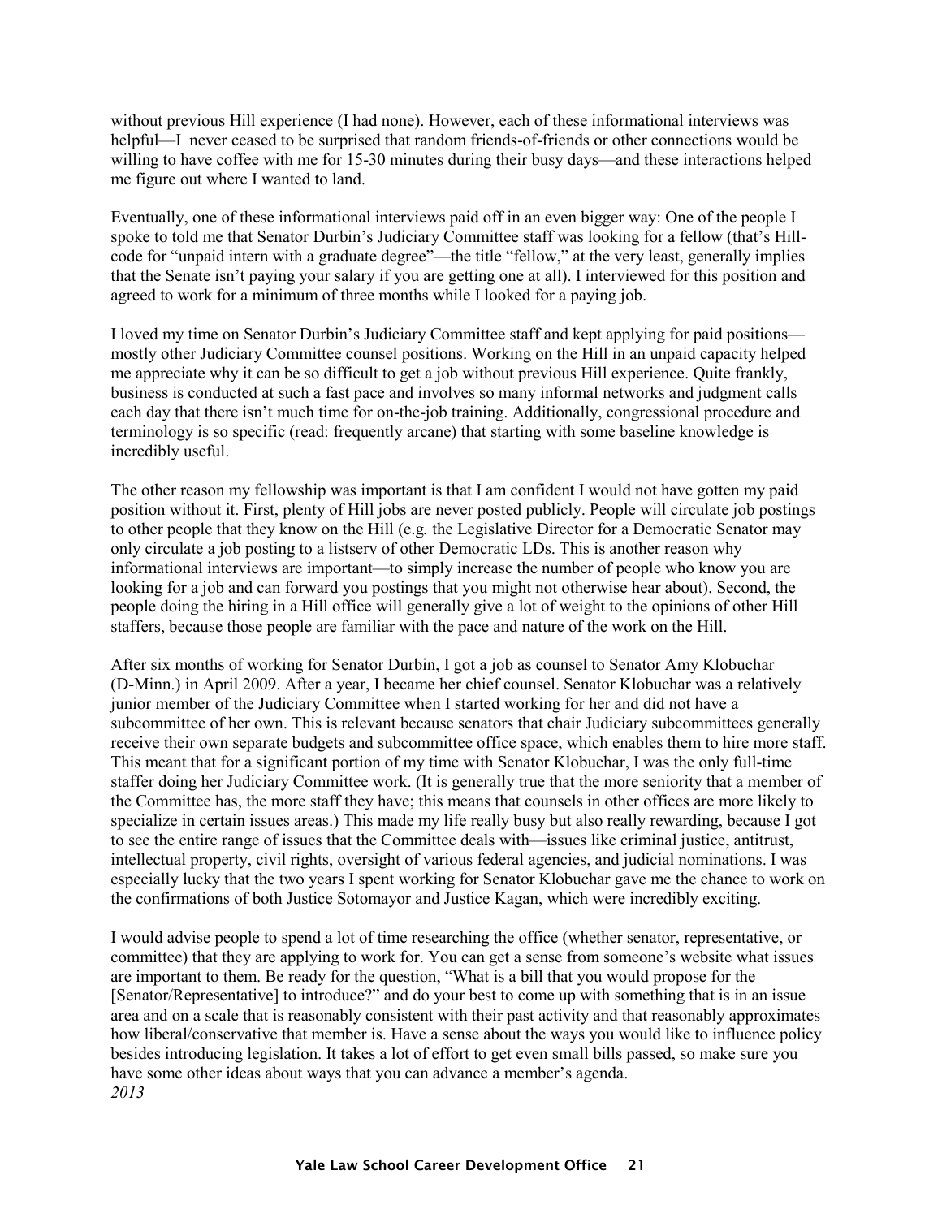without previous Hill experience (I had none). However, each of these informational interviews was helpful—I never ceased to be surprised that random friends-of-friends or other connections would be willing to have coffee with me for 15-30 minutes during their busy days—and these interactions helped me figure out where I wanted to land.

Eventually, one of these informational interviews paid off in an even bigger way: One of the people I spoke to told me that Senator Durbin's Judiciary Committee staff was looking for a fellow (that's Hill-code for "unpaid intern with a graduate degree"—the title "fellow," at the very least, generally implies that the Senate isn't paying your salary if you are getting one at all). I interviewed for this position and agreed to work for a minimum of three months while I looked for a paying job.

I loved my time on Senator Durbin's Judiciary Committee staff and kept applying for paid positions—mostly other Judiciary Committee counsel positions. Working on the Hill in an unpaid capacity helped me appreciate why it can be so difficult to get a job without previous Hill experience. Quite frankly, business is conducted at such a fast pace and involves so many informal networks and judgment calls each day that there isn't much time for on-the-job training. Additionally, congressional procedure and terminology is so specific (read: frequently arcane) that starting with some baseline knowledge is incredibly useful.

The other reason my fellowship was important is that I am confident I would not have gotten my paid position without it. First, plenty of Hill jobs are never posted publicly. People will circulate job postings to other people that they know on the Hill (e.g. the Legislative Director for a Democratic Senator may only circulate a job posting to a listserv of other Democratic LDs. This is another reason why informational interviews are important—to simply increase the number of people who know you are looking for a job and can forward you postings that you might not otherwise hear about). Second, the people doing the hiring in a Hill office will generally give a lot of weight to the opinions of other Hill staffers, because those people are familiar with the pace and nature of the work on the Hill.

After six months of working for Senator Durbin, I got a job as counsel to Senator Amy Klobuchar (D-Minn.) in April 2009. After a year, I became her chief counsel. Senator Klobuchar was a relatively junior member of the Judiciary Committee when I started working for her and did not have a subcommittee of her own. This is relevant because senators that chair Judiciary subcommittees generally receive their own separate budgets and subcommittee office space, which enables them to hire more staff. This meant that for a significant portion of my time with Senator Klobuchar, I was the only full-time staffer doing her Judiciary Committee work. (It is generally true that the more seniority that a member of the Committee has, the more staff they have; this means that counsels in other offices are more likely to specialize in certain issues areas.) This made my life really busy but also really rewarding, because I got to see the entire range of issues that the Committee deals with—issues like criminal justice, antitrust, intellectual property, civil rights, oversight of various federal agencies, and judicial nominations. I was especially lucky that the two years I spent working for Senator Klobuchar gave me the chance to work on the confirmations of both Justice Sotomayor and Justice Kagan, which were incredibly exciting.

I would advise people to spend a lot of time researching the office (whether senator, representative, or committee) that they are applying to work for. You can get a sense from someone's website what issues are important to them. Be ready for the question, "What is a bill that you would propose for the [Senator/Representative] to introduce?" and do your best to come up with something that is in an issue area and on a scale that is reasonably consistent with their past activity and that reasonably approximates how liberal/conservative that member is. Have a sense about the ways you would like to influence policy besides introducing legislation. It takes a lot of effort to get even small bills passed, so make sure you have some other ideas about ways that you can advance a member's agenda.
*2013*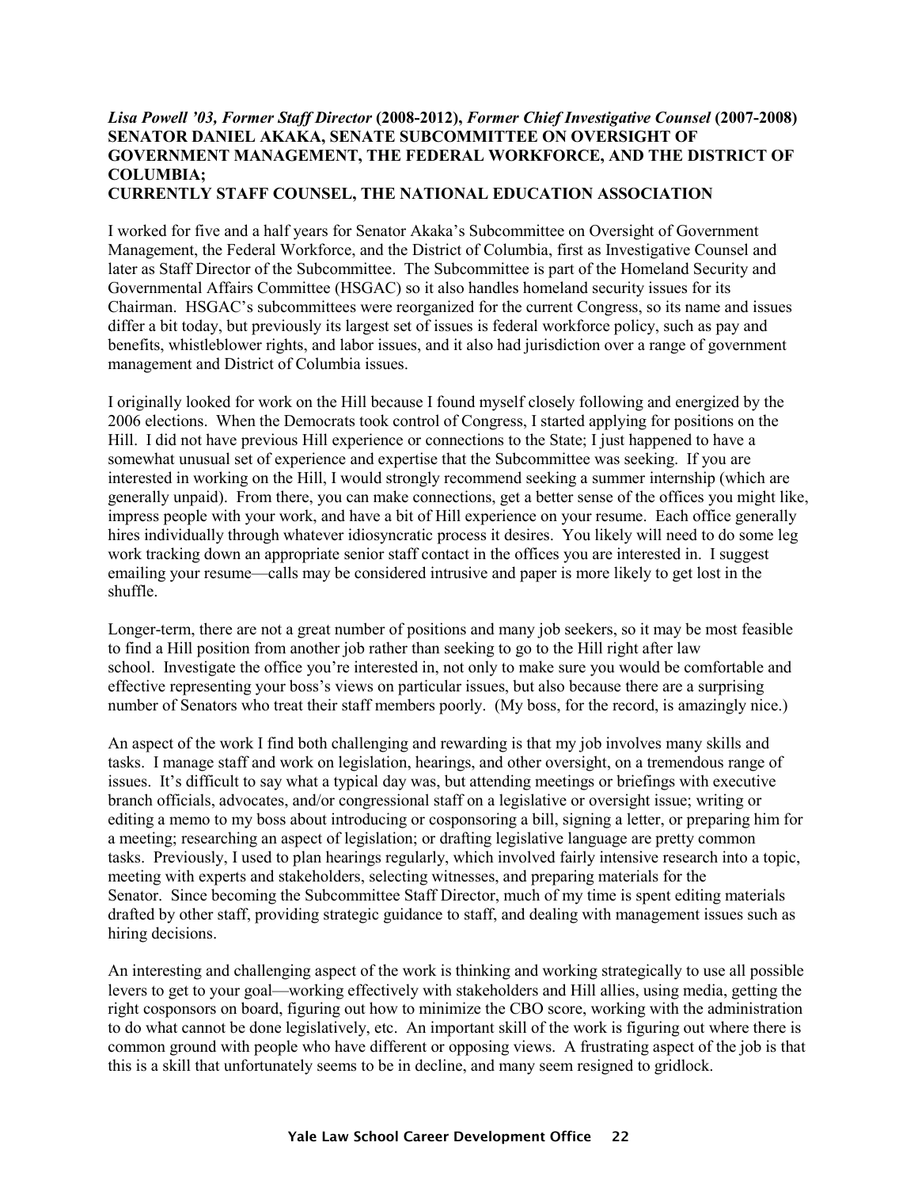***Lisa Powell '03, Former Staff Director* (2008-2012), *Former Chief Investigative Counsel* (2007-2008)**
**SENATOR DANIEL AKAKA, SENATE SUBCOMMITTEE ON OVERSIGHT OF GOVERNMENT MANAGEMENT, THE FEDERAL WORKFORCE, AND THE DISTRICT OF COLUMBIA;**
**CURRENTLY STAFF COUNSEL, THE NATIONAL EDUCATION ASSOCIATION**

I worked for five and a half years for Senator Akaka's Subcommittee on Oversight of Government Management, the Federal Workforce, and the District of Columbia, first as Investigative Counsel and later as Staff Director of the Subcommittee. The Subcommittee is part of the Homeland Security and Governmental Affairs Committee (HSGAC) so it also handles homeland security issues for its Chairman. HSGAC's subcommittees were reorganized for the current Congress, so its name and issues differ a bit today, but previously its largest set of issues is federal workforce policy, such as pay and benefits, whistleblower rights, and labor issues, and it also had jurisdiction over a range of government management and District of Columbia issues.

I originally looked for work on the Hill because I found myself closely following and energized by the 2006 elections. When the Democrats took control of Congress, I started applying for positions on the Hill. I did not have previous Hill experience or connections to the State; I just happened to have a somewhat unusual set of experience and expertise that the Subcommittee was seeking. If you are interested in working on the Hill, I would strongly recommend seeking a summer internship (which are generally unpaid). From there, you can make connections, get a better sense of the offices you might like, impress people with your work, and have a bit of Hill experience on your resume. Each office generally hires individually through whatever idiosyncratic process it desires. You likely will need to do some leg work tracking down an appropriate senior staff contact in the offices you are interested in. I suggest emailing your resume—calls may be considered intrusive and paper is more likely to get lost in the shuffle.

Longer-term, there are not a great number of positions and many job seekers, so it may be most feasible to find a Hill position from another job rather than seeking to go to the Hill right after law school. Investigate the office you're interested in, not only to make sure you would be comfortable and effective representing your boss's views on particular issues, but also because there are a surprising number of Senators who treat their staff members poorly. (My boss, for the record, is amazingly nice.)

An aspect of the work I find both challenging and rewarding is that my job involves many skills and tasks. I manage staff and work on legislation, hearings, and other oversight, on a tremendous range of issues. It's difficult to say what a typical day was, but attending meetings or briefings with executive branch officials, advocates, and/or congressional staff on a legislative or oversight issue; writing or editing a memo to my boss about introducing or cosponsoring a bill, signing a letter, or preparing him for a meeting; researching an aspect of legislation; or drafting legislative language are pretty common tasks. Previously, I used to plan hearings regularly, which involved fairly intensive research into a topic, meeting with experts and stakeholders, selecting witnesses, and preparing materials for the Senator. Since becoming the Subcommittee Staff Director, much of my time is spent editing materials drafted by other staff, providing strategic guidance to staff, and dealing with management issues such as hiring decisions.

An interesting and challenging aspect of the work is thinking and working strategically to use all possible levers to get to your goal—working effectively with stakeholders and Hill allies, using media, getting the right cosponsors on board, figuring out how to minimize the CBO score, working with the administration to do what cannot be done legislatively, etc. An important skill of the work is figuring out where there is common ground with people who have different or opposing views. A frustrating aspect of the job is that this is a skill that unfortunately seems to be in decline, and many seem resigned to gridlock.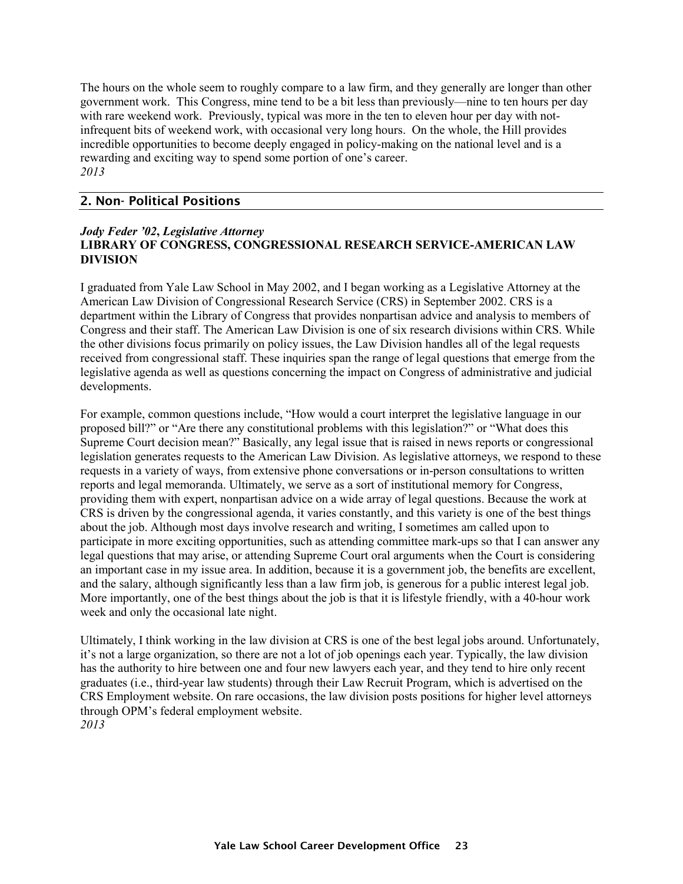The hours on the whole seem to roughly compare to a law firm, and they generally are longer than other government work. This Congress, mine tend to be a bit less than previously—nine to ten hours per day with rare weekend work. Previously, typical was more in the ten to eleven hour per day with not-infrequent bits of weekend work, with occasional very long hours. On the whole, the Hill provides incredible opportunities to become deeply engaged in policy-making on the national level and is a rewarding and exciting way to spend some portion of one's career.
*2013*

## 2. Non- Political Positions

***Jody Feder '02, Legislative Attorney***
**LIBRARY OF CONGRESS, CONGRESSIONAL RESEARCH SERVICE-AMERICAN LAW DIVISION**

I graduated from Yale Law School in May 2002, and I began working as a Legislative Attorney at the American Law Division of Congressional Research Service (CRS) in September 2002. CRS is a department within the Library of Congress that provides nonpartisan advice and analysis to members of Congress and their staff. The American Law Division is one of six research divisions within CRS. While the other divisions focus primarily on policy issues, the Law Division handles all of the legal requests received from congressional staff. These inquiries span the range of legal questions that emerge from the legislative agenda as well as questions concerning the impact on Congress of administrative and judicial developments.

For example, common questions include, "How would a court interpret the legislative language in our proposed bill?" or "Are there any constitutional problems with this legislation?" or "What does this Supreme Court decision mean?" Basically, any legal issue that is raised in news reports or congressional legislation generates requests to the American Law Division. As legislative attorneys, we respond to these requests in a variety of ways, from extensive phone conversations or in-person consultations to written reports and legal memoranda. Ultimately, we serve as a sort of institutional memory for Congress, providing them with expert, nonpartisan advice on a wide array of legal questions. Because the work at CRS is driven by the congressional agenda, it varies constantly, and this variety is one of the best things about the job. Although most days involve research and writing, I sometimes am called upon to participate in more exciting opportunities, such as attending committee mark-ups so that I can answer any legal questions that may arise, or attending Supreme Court oral arguments when the Court is considering an important case in my issue area. In addition, because it is a government job, the benefits are excellent, and the salary, although significantly less than a law firm job, is generous for a public interest legal job. More importantly, one of the best things about the job is that it is lifestyle friendly, with a 40-hour work week and only the occasional late night.

Ultimately, I think working in the law division at CRS is one of the best legal jobs around. Unfortunately, it's not a large organization, so there are not a lot of job openings each year. Typically, the law division has the authority to hire between one and four new lawyers each year, and they tend to hire only recent graduates (i.e., third-year law students) through their Law Recruit Program, which is advertised on the CRS Employment website. On rare occasions, the law division posts positions for higher level attorneys through OPM's federal employment website.
*2013*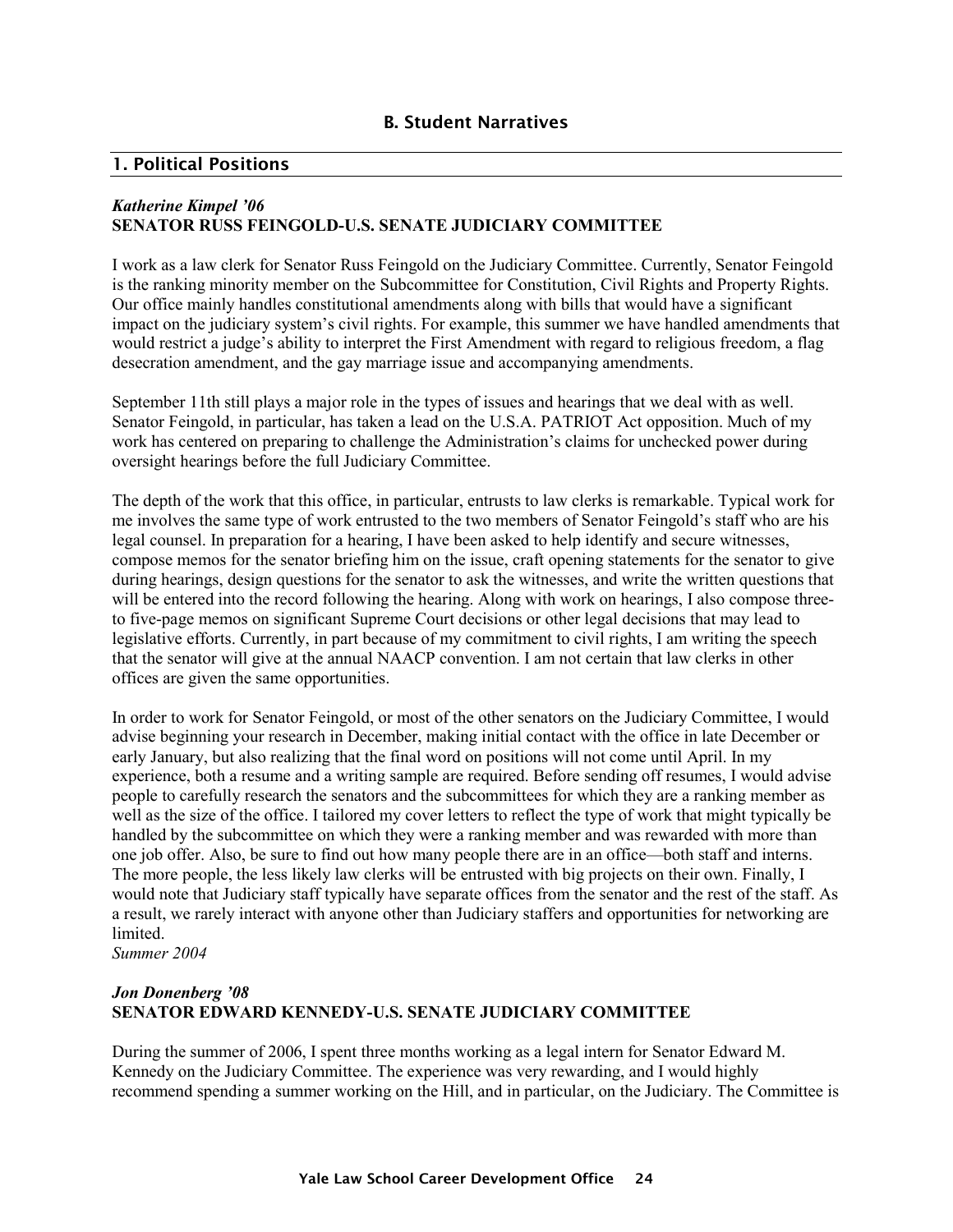## B. Student Narratives

### 1. Political Positions

***Katherine Kimpel '06***
**SENATOR RUSS FEINGOLD-U.S. SENATE JUDICIARY COMMITTEE**

I work as a law clerk for Senator Russ Feingold on the Judiciary Committee. Currently, Senator Feingold is the ranking minority member on the Subcommittee for Constitution, Civil Rights and Property Rights. Our office mainly handles constitutional amendments along with bills that would have a significant impact on the judiciary system's civil rights. For example, this summer we have handled amendments that would restrict a judge's ability to interpret the First Amendment with regard to religious freedom, a flag desecration amendment, and the gay marriage issue and accompanying amendments.

September 11th still plays a major role in the types of issues and hearings that we deal with as well. Senator Feingold, in particular, has taken a lead on the U.S.A. PATRIOT Act opposition. Much of my work has centered on preparing to challenge the Administration's claims for unchecked power during oversight hearings before the full Judiciary Committee.

The depth of the work that this office, in particular, entrusts to law clerks is remarkable. Typical work for me involves the same type of work entrusted to the two members of Senator Feingold's staff who are his legal counsel. In preparation for a hearing, I have been asked to help identify and secure witnesses, compose memos for the senator briefing him on the issue, craft opening statements for the senator to give during hearings, design questions for the senator to ask the witnesses, and write the written questions that will be entered into the record following the hearing. Along with work on hearings, I also compose three- to five-page memos on significant Supreme Court decisions or other legal decisions that may lead to legislative efforts. Currently, in part because of my commitment to civil rights, I am writing the speech that the senator will give at the annual NAACP convention. I am not certain that law clerks in other offices are given the same opportunities.

In order to work for Senator Feingold, or most of the other senators on the Judiciary Committee, I would advise beginning your research in December, making initial contact with the office in late December or early January, but also realizing that the final word on positions will not come until April. In my experience, both a resume and a writing sample are required. Before sending off resumes, I would advise people to carefully research the senators and the subcommittees for which they are a ranking member as well as the size of the office. I tailored my cover letters to reflect the type of work that might typically be handled by the subcommittee on which they were a ranking member and was rewarded with more than one job offer. Also, be sure to find out how many people there are in an office—both staff and interns. The more people, the less likely law clerks will be entrusted with big projects on their own. Finally, I would note that Judiciary staff typically have separate offices from the senator and the rest of the staff. As a result, we rarely interact with anyone other than Judiciary staffers and opportunities for networking are limited.
*Summer 2004*

***Jon Donenberg '08***
**SENATOR EDWARD KENNEDY-U.S. SENATE JUDICIARY COMMITTEE**

During the summer of 2006, I spent three months working as a legal intern for Senator Edward M. Kennedy on the Judiciary Committee. The experience was very rewarding, and I would highly recommend spending a summer working on the Hill, and in particular, on the Judiciary. The Committee is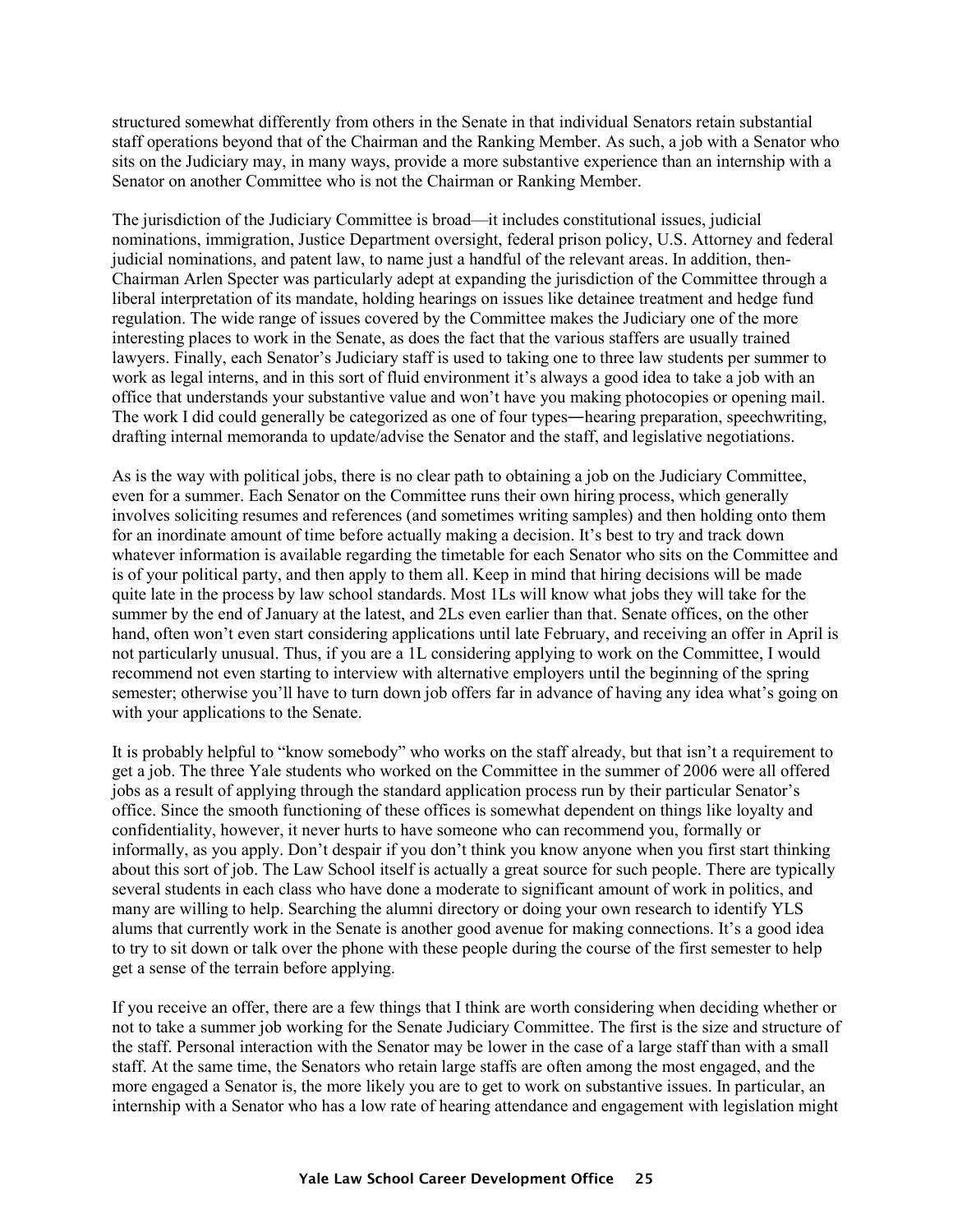structured somewhat differently from others in the Senate in that individual Senators retain substantial staff operations beyond that of the Chairman and the Ranking Member. As such, a job with a Senator who sits on the Judiciary may, in many ways, provide a more substantive experience than an internship with a Senator on another Committee who is not the Chairman or Ranking Member.

The jurisdiction of the Judiciary Committee is broad—it includes constitutional issues, judicial nominations, immigration, Justice Department oversight, federal prison policy, U.S. Attorney and federal judicial nominations, and patent law, to name just a handful of the relevant areas. In addition, then-Chairman Arlen Specter was particularly adept at expanding the jurisdiction of the Committee through a liberal interpretation of its mandate, holding hearings on issues like detainee treatment and hedge fund regulation. The wide range of issues covered by the Committee makes the Judiciary one of the more interesting places to work in the Senate, as does the fact that the various staffers are usually trained lawyers. Finally, each Senator's Judiciary staff is used to taking one to three law students per summer to work as legal interns, and in this sort of fluid environment it's always a good idea to take a job with an office that understands your substantive value and won't have you making photocopies or opening mail. The work I did could generally be categorized as one of four types―hearing preparation, speechwriting, drafting internal memoranda to update/advise the Senator and the staff, and legislative negotiations.

As is the way with political jobs, there is no clear path to obtaining a job on the Judiciary Committee, even for a summer. Each Senator on the Committee runs their own hiring process, which generally involves soliciting resumes and references (and sometimes writing samples) and then holding onto them for an inordinate amount of time before actually making a decision. It's best to try and track down whatever information is available regarding the timetable for each Senator who sits on the Committee and is of your political party, and then apply to them all. Keep in mind that hiring decisions will be made quite late in the process by law school standards. Most 1Ls will know what jobs they will take for the summer by the end of January at the latest, and 2Ls even earlier than that. Senate offices, on the other hand, often won't even start considering applications until late February, and receiving an offer in April is not particularly unusual. Thus, if you are a 1L considering applying to work on the Committee, I would recommend not even starting to interview with alternative employers until the beginning of the spring semester; otherwise you'll have to turn down job offers far in advance of having any idea what's going on with your applications to the Senate.

It is probably helpful to "know somebody" who works on the staff already, but that isn't a requirement to get a job. The three Yale students who worked on the Committee in the summer of 2006 were all offered jobs as a result of applying through the standard application process run by their particular Senator's office. Since the smooth functioning of these offices is somewhat dependent on things like loyalty and confidentiality, however, it never hurts to have someone who can recommend you, formally or informally, as you apply. Don't despair if you don't think you know anyone when you first start thinking about this sort of job. The Law School itself is actually a great source for such people. There are typically several students in each class who have done a moderate to significant amount of work in politics, and many are willing to help. Searching the alumni directory or doing your own research to identify YLS alums that currently work in the Senate is another good avenue for making connections. It's a good idea to try to sit down or talk over the phone with these people during the course of the first semester to help get a sense of the terrain before applying.

If you receive an offer, there are a few things that I think are worth considering when deciding whether or not to take a summer job working for the Senate Judiciary Committee. The first is the size and structure of the staff. Personal interaction with the Senator may be lower in the case of a large staff than with a small staff. At the same time, the Senators who retain large staffs are often among the most engaged, and the more engaged a Senator is, the more likely you are to get to work on substantive issues. In particular, an internship with a Senator who has a low rate of hearing attendance and engagement with legislation might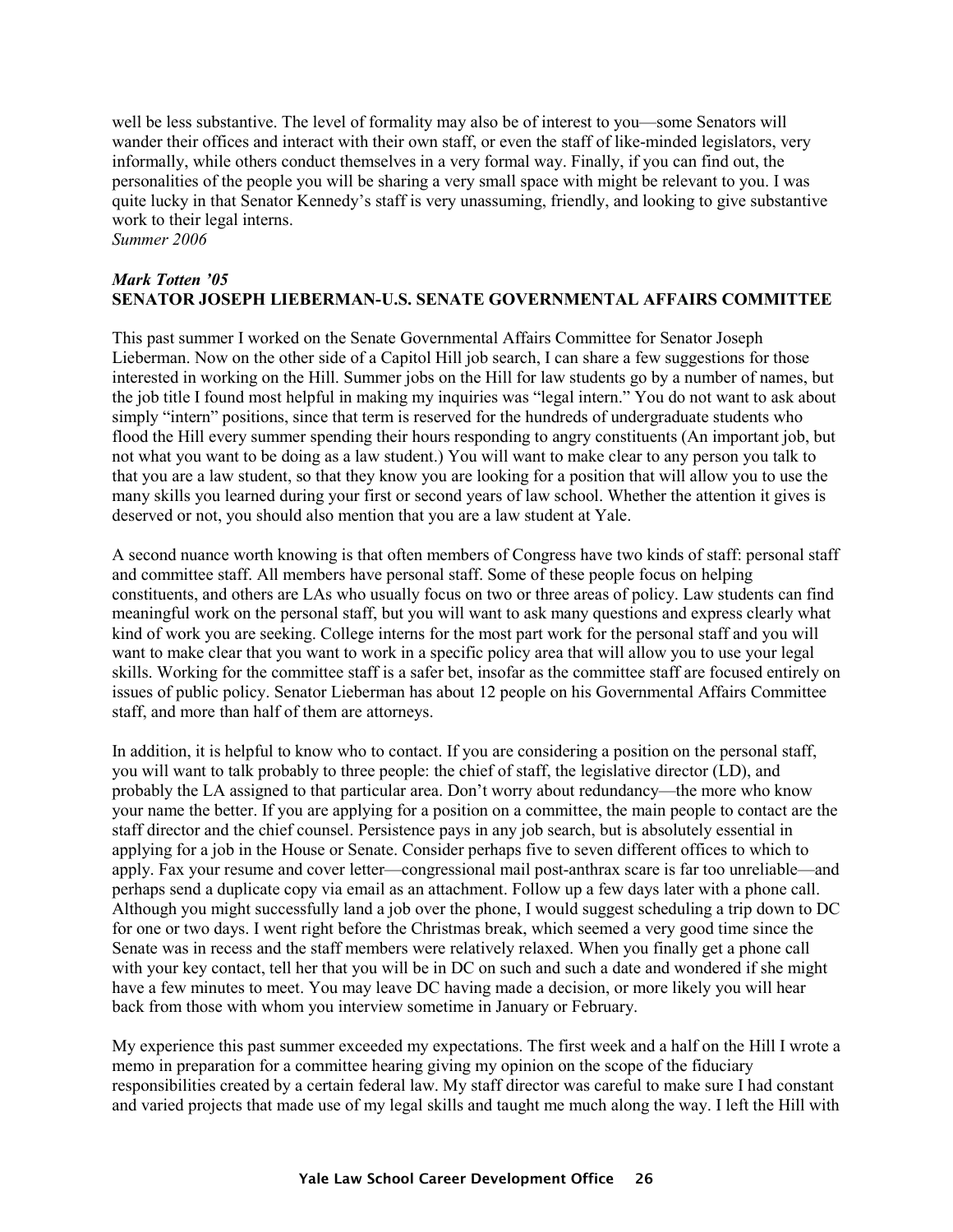well be less substantive. The level of formality may also be of interest to you—some Senators will wander their offices and interact with their own staff, or even the staff of like-minded legislators, very informally, while others conduct themselves in a very formal way. Finally, if you can find out, the personalities of the people you will be sharing a very small space with might be relevant to you. I was quite lucky in that Senator Kennedy's staff is very unassuming, friendly, and looking to give substantive work to their legal interns.
*Summer 2006*

### *Mark Totten '05*
### SENATOR JOSEPH LIEBERMAN-U.S. SENATE GOVERNMENTAL AFFAIRS COMMITTEE

This past summer I worked on the Senate Governmental Affairs Committee for Senator Joseph Lieberman. Now on the other side of a Capitol Hill job search, I can share a few suggestions for those interested in working on the Hill. Summer jobs on the Hill for law students go by a number of names, but the job title I found most helpful in making my inquiries was "legal intern." You do not want to ask about simply "intern" positions, since that term is reserved for the hundreds of undergraduate students who flood the Hill every summer spending their hours responding to angry constituents (An important job, but not what you want to be doing as a law student.) You will want to make clear to any person you talk to that you are a law student, so that they know you are looking for a position that will allow you to use the many skills you learned during your first or second years of law school. Whether the attention it gives is deserved or not, you should also mention that you are a law student at Yale.

A second nuance worth knowing is that often members of Congress have two kinds of staff: personal staff and committee staff. All members have personal staff. Some of these people focus on helping constituents, and others are LAs who usually focus on two or three areas of policy. Law students can find meaningful work on the personal staff, but you will want to ask many questions and express clearly what kind of work you are seeking. College interns for the most part work for the personal staff and you will want to make clear that you want to work in a specific policy area that will allow you to use your legal skills. Working for the committee staff is a safer bet, insofar as the committee staff are focused entirely on issues of public policy. Senator Lieberman has about 12 people on his Governmental Affairs Committee staff, and more than half of them are attorneys.

In addition, it is helpful to know who to contact. If you are considering a position on the personal staff, you will want to talk probably to three people: the chief of staff, the legislative director (LD), and probably the LA assigned to that particular area. Don't worry about redundancy—the more who know your name the better. If you are applying for a position on a committee, the main people to contact are the staff director and the chief counsel. Persistence pays in any job search, but is absolutely essential in applying for a job in the House or Senate. Consider perhaps five to seven different offices to which to apply. Fax your resume and cover letter—congressional mail post-anthrax scare is far too unreliable—and perhaps send a duplicate copy via email as an attachment. Follow up a few days later with a phone call. Although you might successfully land a job over the phone, I would suggest scheduling a trip down to DC for one or two days. I went right before the Christmas break, which seemed a very good time since the Senate was in recess and the staff members were relatively relaxed. When you finally get a phone call with your key contact, tell her that you will be in DC on such and such a date and wondered if she might have a few minutes to meet. You may leave DC having made a decision, or more likely you will hear back from those with whom you interview sometime in January or February.

My experience this past summer exceeded my expectations. The first week and a half on the Hill I wrote a memo in preparation for a committee hearing giving my opinion on the scope of the fiduciary responsibilities created by a certain federal law. My staff director was careful to make sure I had constant and varied projects that made use of my legal skills and taught me much along the way. I left the Hill with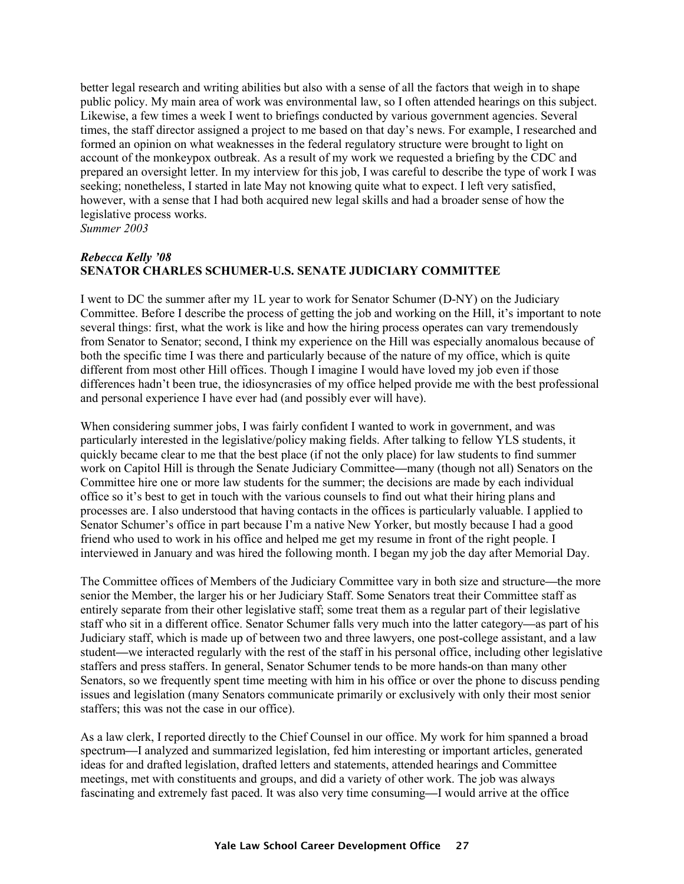better legal research and writing abilities but also with a sense of all the factors that weigh in to shape public policy. My main area of work was environmental law, so I often attended hearings on this subject. Likewise, a few times a week I went to briefings conducted by various government agencies. Several times, the staff director assigned a project to me based on that day's news. For example, I researched and formed an opinion on what weaknesses in the federal regulatory structure were brought to light on account of the monkeypox outbreak. As a result of my work we requested a briefing by the CDC and prepared an oversight letter. In my interview for this job, I was careful to describe the type of work I was seeking; nonetheless, I started in late May not knowing quite what to expect. I left very satisfied, however, with a sense that I had both acquired new legal skills and had a broader sense of how the legislative process works.
*Summer 2003*

***Rebecca Kelly '08***
**SENATOR CHARLES SCHUMER-U.S. SENATE JUDICIARY COMMITTEE**

I went to DC the summer after my 1L year to work for Senator Schumer (D-NY) on the Judiciary Committee. Before I describe the process of getting the job and working on the Hill, it's important to note several things: first, what the work is like and how the hiring process operates can vary tremendously from Senator to Senator; second, I think my experience on the Hill was especially anomalous because of both the specific time I was there and particularly because of the nature of my office, which is quite different from most other Hill offices. Though I imagine I would have loved my job even if those differences hadn't been true, the idiosyncrasies of my office helped provide me with the best professional and personal experience I have ever had (and possibly ever will have).

When considering summer jobs, I was fairly confident I wanted to work in government, and was particularly interested in the legislative/policy making fields. After talking to fellow YLS students, it quickly became clear to me that the best place (if not the only place) for law students to find summer work on Capitol Hill is through the Senate Judiciary Committee—many (though not all) Senators on the Committee hire one or more law students for the summer; the decisions are made by each individual office so it's best to get in touch with the various counsels to find out what their hiring plans and processes are. I also understood that having contacts in the offices is particularly valuable. I applied to Senator Schumer's office in part because I'm a native New Yorker, but mostly because I had a good friend who used to work in his office and helped me get my resume in front of the right people. I interviewed in January and was hired the following month. I began my job the day after Memorial Day.

The Committee offices of Members of the Judiciary Committee vary in both size and structure—the more senior the Member, the larger his or her Judiciary Staff. Some Senators treat their Committee staff as entirely separate from their other legislative staff; some treat them as a regular part of their legislative staff who sit in a different office. Senator Schumer falls very much into the latter category—as part of his Judiciary staff, which is made up of between two and three lawyers, one post-college assistant, and a law student—we interacted regularly with the rest of the staff in his personal office, including other legislative staffers and press staffers. In general, Senator Schumer tends to be more hands-on than many other Senators, so we frequently spent time meeting with him in his office or over the phone to discuss pending issues and legislation (many Senators communicate primarily or exclusively with only their most senior staffers; this was not the case in our office).

As a law clerk, I reported directly to the Chief Counsel in our office. My work for him spanned a broad spectrum—I analyzed and summarized legislation, fed him interesting or important articles, generated ideas for and drafted legislation, drafted letters and statements, attended hearings and Committee meetings, met with constituents and groups, and did a variety of other work. The job was always fascinating and extremely fast paced. It was also very time consuming—I would arrive at the office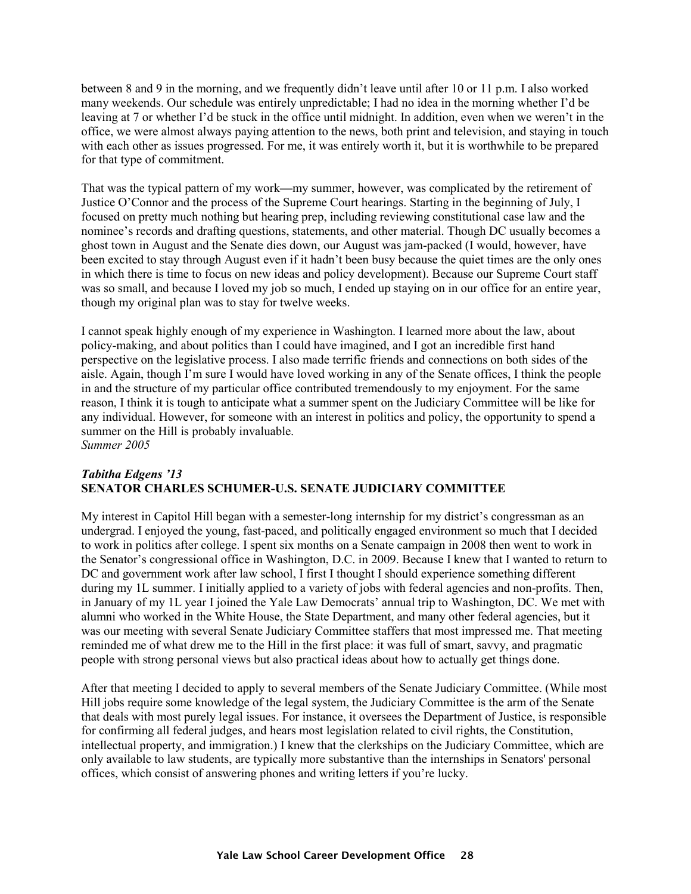between 8 and 9 in the morning, and we frequently didn't leave until after 10 or 11 p.m. I also worked many weekends. Our schedule was entirely unpredictable; I had no idea in the morning whether I'd be leaving at 7 or whether I'd be stuck in the office until midnight. In addition, even when we weren't in the office, we were almost always paying attention to the news, both print and television, and staying in touch with each other as issues progressed. For me, it was entirely worth it, but it is worthwhile to be prepared for that type of commitment.

That was the typical pattern of my work—my summer, however, was complicated by the retirement of Justice O'Connor and the process of the Supreme Court hearings. Starting in the beginning of July, I focused on pretty much nothing but hearing prep, including reviewing constitutional case law and the nominee's records and drafting questions, statements, and other material. Though DC usually becomes a ghost town in August and the Senate dies down, our August was jam-packed (I would, however, have been excited to stay through August even if it hadn't been busy because the quiet times are the only ones in which there is time to focus on new ideas and policy development). Because our Supreme Court staff was so small, and because I loved my job so much, I ended up staying on in our office for an entire year, though my original plan was to stay for twelve weeks.

I cannot speak highly enough of my experience in Washington. I learned more about the law, about policy-making, and about politics than I could have imagined, and I got an incredible first hand perspective on the legislative process. I also made terrific friends and connections on both sides of the aisle. Again, though I'm sure I would have loved working in any of the Senate offices, I think the people in and the structure of my particular office contributed tremendously to my enjoyment. For the same reason, I think it is tough to anticipate what a summer spent on the Judiciary Committee will be like for any individual. However, for someone with an interest in politics and policy, the opportunity to spend a summer on the Hill is probably invaluable.
*Summer 2005*

### *Tabitha Edgens '13*
### SENATOR CHARLES SCHUMER-U.S. SENATE JUDICIARY COMMITTEE

My interest in Capitol Hill began with a semester-long internship for my district's congressman as an undergrad. I enjoyed the young, fast-paced, and politically engaged environment so much that I decided to work in politics after college. I spent six months on a Senate campaign in 2008 then went to work in the Senator's congressional office in Washington, D.C. in 2009. Because I knew that I wanted to return to DC and government work after law school, I first I thought I should experience something different during my 1L summer. I initially applied to a variety of jobs with federal agencies and non-profits. Then, in January of my 1L year I joined the Yale Law Democrats' annual trip to Washington, DC. We met with alumni who worked in the White House, the State Department, and many other federal agencies, but it was our meeting with several Senate Judiciary Committee staffers that most impressed me. That meeting reminded me of what drew me to the Hill in the first place: it was full of smart, savvy, and pragmatic people with strong personal views but also practical ideas about how to actually get things done.

After that meeting I decided to apply to several members of the Senate Judiciary Committee. (While most Hill jobs require some knowledge of the legal system, the Judiciary Committee is the arm of the Senate that deals with most purely legal issues. For instance, it oversees the Department of Justice, is responsible for confirming all federal judges, and hears most legislation related to civil rights, the Constitution, intellectual property, and immigration.) I knew that the clerkships on the Judiciary Committee, which are only available to law students, are typically more substantive than the internships in Senators' personal offices, which consist of answering phones and writing letters if you're lucky.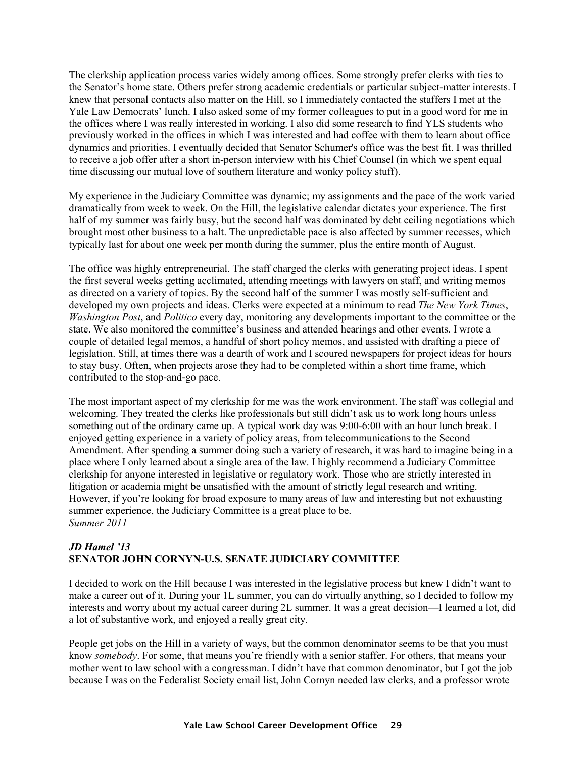The clerkship application process varies widely among offices. Some strongly prefer clerks with ties to the Senator's home state. Others prefer strong academic credentials or particular subject-matter interests. I knew that personal contacts also matter on the Hill, so I immediately contacted the staffers I met at the Yale Law Democrats' lunch. I also asked some of my former colleagues to put in a good word for me in the offices where I was really interested in working. I also did some research to find YLS students who previously worked in the offices in which I was interested and had coffee with them to learn about office dynamics and priorities. I eventually decided that Senator Schumer's office was the best fit. I was thrilled to receive a job offer after a short in-person interview with his Chief Counsel (in which we spent equal time discussing our mutual love of southern literature and wonky policy stuff).

My experience in the Judiciary Committee was dynamic; my assignments and the pace of the work varied dramatically from week to week. On the Hill, the legislative calendar dictates your experience. The first half of my summer was fairly busy, but the second half was dominated by debt ceiling negotiations which brought most other business to a halt. The unpredictable pace is also affected by summer recesses, which typically last for about one week per month during the summer, plus the entire month of August.

The office was highly entrepreneurial. The staff charged the clerks with generating project ideas. I spent the first several weeks getting acclimated, attending meetings with lawyers on staff, and writing memos as directed on a variety of topics. By the second half of the summer I was mostly self-sufficient and developed my own projects and ideas. Clerks were expected at a minimum to read *The New York Times*, *Washington Post*, and *Politico* every day, monitoring any developments important to the committee or the state. We also monitored the committee's business and attended hearings and other events. I wrote a couple of detailed legal memos, a handful of short policy memos, and assisted with drafting a piece of legislation. Still, at times there was a dearth of work and I scoured newspapers for project ideas for hours to stay busy. Often, when projects arose they had to be completed within a short time frame, which contributed to the stop-and-go pace.

The most important aspect of my clerkship for me was the work environment. The staff was collegial and welcoming. They treated the clerks like professionals but still didn't ask us to work long hours unless something out of the ordinary came up. A typical work day was 9:00-6:00 with an hour lunch break. I enjoyed getting experience in a variety of policy areas, from telecommunications to the Second Amendment. After spending a summer doing such a variety of research, it was hard to imagine being in a place where I only learned about a single area of the law. I highly recommend a Judiciary Committee clerkship for anyone interested in legislative or regulatory work. Those who are strictly interested in litigation or academia might be unsatisfied with the amount of strictly legal research and writing. However, if you're looking for broad exposure to many areas of law and interesting but not exhausting summer experience, the Judiciary Committee is a great place to be.
*Summer 2011*

***JD Hamel '13***
**SENATOR JOHN CORNYN-U.S. SENATE JUDICIARY COMMITTEE**

I decided to work on the Hill because I was interested in the legislative process but knew I didn't want to make a career out of it. During your 1L summer, you can do virtually anything, so I decided to follow my interests and worry about my actual career during 2L summer. It was a great decision—I learned a lot, did a lot of substantive work, and enjoyed a really great city.

People get jobs on the Hill in a variety of ways, but the common denominator seems to be that you must know *somebody*. For some, that means you're friendly with a senior staffer. For others, that means your mother went to law school with a congressman. I didn't have that common denominator, but I got the job because I was on the Federalist Society email list, John Cornyn needed law clerks, and a professor wrote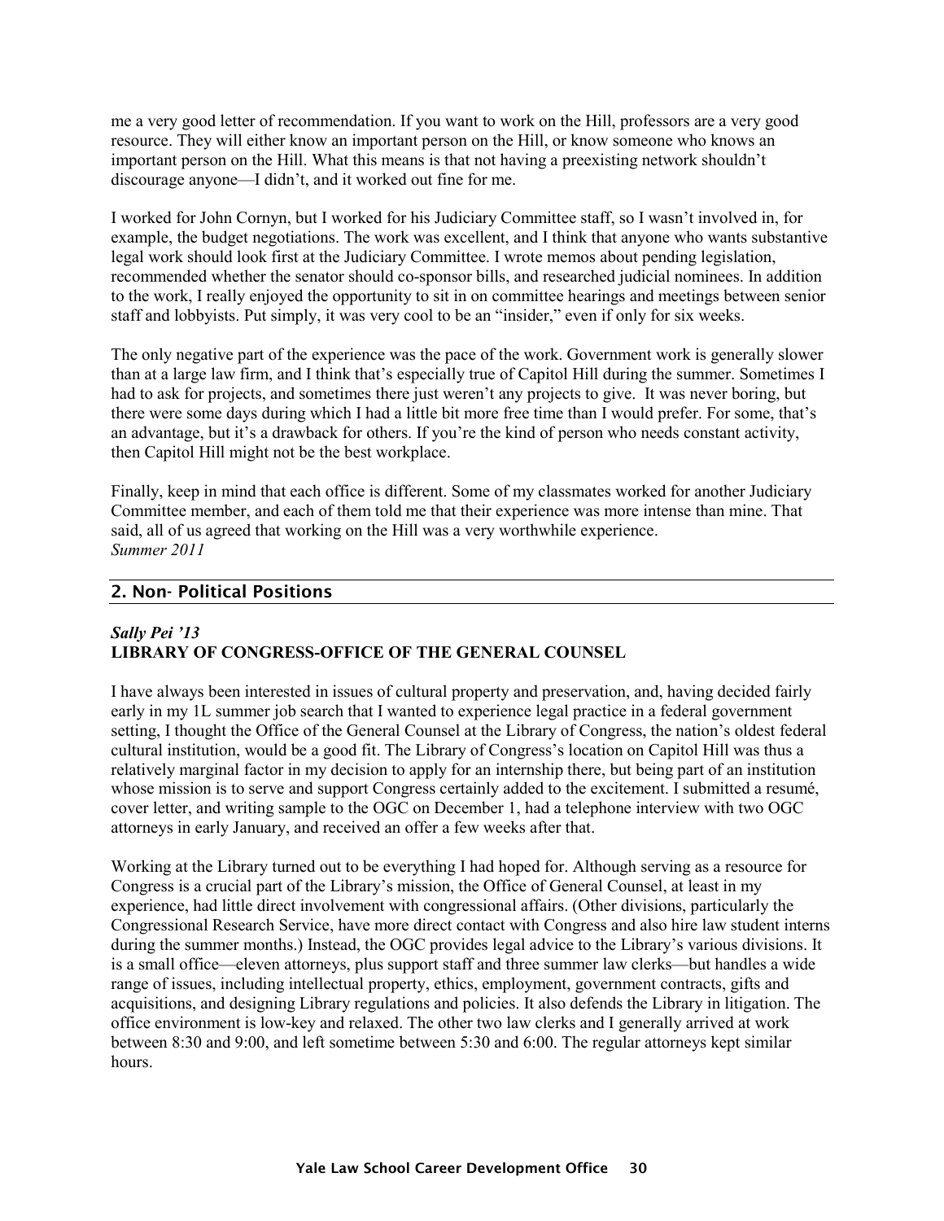me a very good letter of recommendation. If you want to work on the Hill, professors are a very good resource. They will either know an important person on the Hill, or know someone who knows an important person on the Hill. What this means is that not having a preexisting network shouldn't discourage anyone—I didn't, and it worked out fine for me.

I worked for John Cornyn, but I worked for his Judiciary Committee staff, so I wasn't involved in, for example, the budget negotiations. The work was excellent, and I think that anyone who wants substantive legal work should look first at the Judiciary Committee. I wrote memos about pending legislation, recommended whether the senator should co-sponsor bills, and researched judicial nominees. In addition to the work, I really enjoyed the opportunity to sit in on committee hearings and meetings between senior staff and lobbyists. Put simply, it was very cool to be an "insider," even if only for six weeks.

The only negative part of the experience was the pace of the work. Government work is generally slower than at a large law firm, and I think that's especially true of Capitol Hill during the summer. Sometimes I had to ask for projects, and sometimes there just weren't any projects to give. It was never boring, but there were some days during which I had a little bit more free time than I would prefer. For some, that's an advantage, but it's a drawback for others. If you're the kind of person who needs constant activity, then Capitol Hill might not be the best workplace.

Finally, keep in mind that each office is different. Some of my classmates worked for another Judiciary Committee member, and each of them told me that their experience was more intense than mine. That said, all of us agreed that working on the Hill was a very worthwhile experience.
*Summer 2011*

## 2. Non- Political Positions

***Sally Pei '13***
**LIBRARY OF CONGRESS-OFFICE OF THE GENERAL COUNSEL**

I have always been interested in issues of cultural property and preservation, and, having decided fairly early in my 1L summer job search that I wanted to experience legal practice in a federal government setting, I thought the Office of the General Counsel at the Library of Congress, the nation's oldest federal cultural institution, would be a good fit. The Library of Congress's location on Capitol Hill was thus a relatively marginal factor in my decision to apply for an internship there, but being part of an institution whose mission is to serve and support Congress certainly added to the excitement. I submitted a resumé, cover letter, and writing sample to the OGC on December 1, had a telephone interview with two OGC attorneys in early January, and received an offer a few weeks after that.

Working at the Library turned out to be everything I had hoped for. Although serving as a resource for Congress is a crucial part of the Library's mission, the Office of General Counsel, at least in my experience, had little direct involvement with congressional affairs. (Other divisions, particularly the Congressional Research Service, have more direct contact with Congress and also hire law student interns during the summer months.) Instead, the OGC provides legal advice to the Library's various divisions. It is a small office—eleven attorneys, plus support staff and three summer law clerks—but handles a wide range of issues, including intellectual property, ethics, employment, government contracts, gifts and acquisitions, and designing Library regulations and policies. It also defends the Library in litigation. The office environment is low-key and relaxed. The other two law clerks and I generally arrived at work between 8:30 and 9:00, and left sometime between 5:30 and 6:00. The regular attorneys kept similar hours.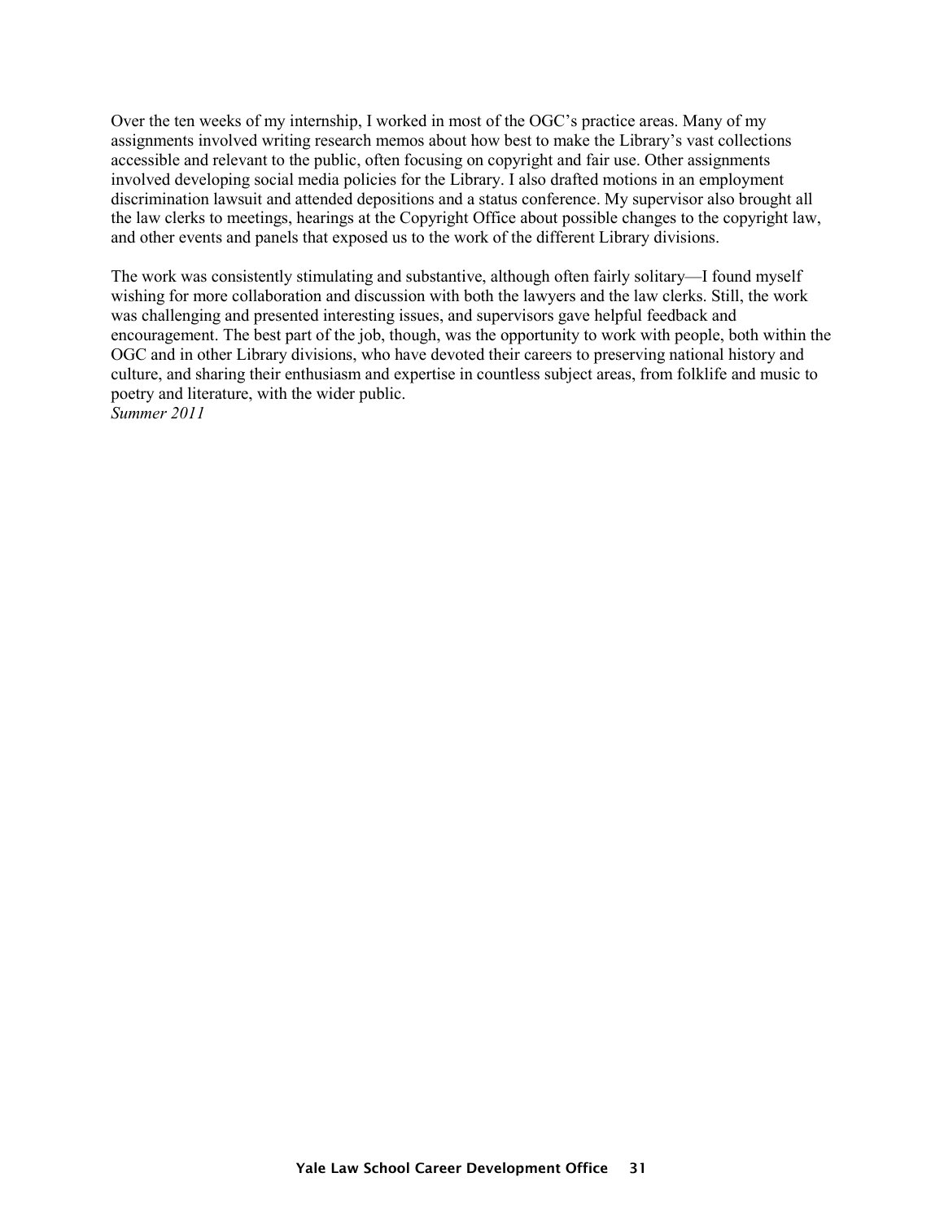Over the ten weeks of my internship, I worked in most of the OGC's practice areas. Many of my assignments involved writing research memos about how best to make the Library's vast collections accessible and relevant to the public, often focusing on copyright and fair use. Other assignments involved developing social media policies for the Library. I also drafted motions in an employment discrimination lawsuit and attended depositions and a status conference. My supervisor also brought all the law clerks to meetings, hearings at the Copyright Office about possible changes to the copyright law, and other events and panels that exposed us to the work of the different Library divisions.

The work was consistently stimulating and substantive, although often fairly solitary—I found myself wishing for more collaboration and discussion with both the lawyers and the law clerks. Still, the work was challenging and presented interesting issues, and supervisors gave helpful feedback and encouragement. The best part of the job, though, was the opportunity to work with people, both within the OGC and in other Library divisions, who have devoted their careers to preserving national history and culture, and sharing their enthusiasm and expertise in countless subject areas, from folklife and music to poetry and literature, with the wider public.

*Summer 2011*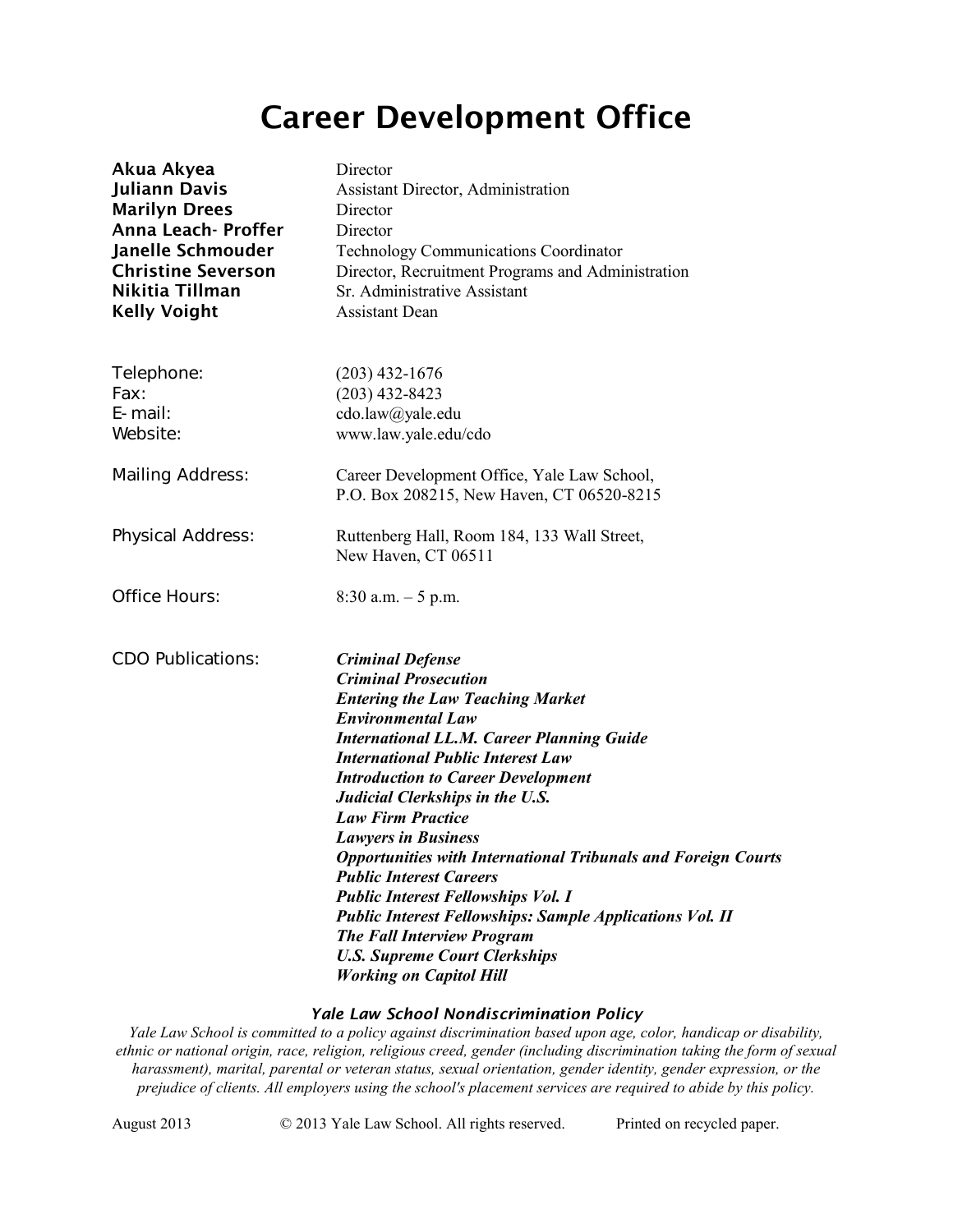# Career Development Office

| | |
|---|---|
| **Akua Akyea** | Director |
| **Juliann Davis** | Assistant Director, Administration |
| **Marilyn Drees** | Director |
| **Anna Leach- Proffer** | Director |
| **Janelle Schmouder** | Technology Communications Coordinator |
| **Christine Severson** | Director, Recruitment Programs and Administration |
| **Nikitia Tillman** | Sr. Administrative Assistant |
| **Kelly Voight** | Assistant Dean |

| | |
|---|---|
| Telephone: | (203) 432-1676 |
| Fax: | (203) 432-8423 |
| E-mail: | cdo.law@yale.edu |
| Website: | www.law.yale.edu/cdo |

Mailing Address: Career Development Office, Yale Law School, P.O. Box 208215, New Haven, CT 06520-8215

Physical Address: Ruttenberg Hall, Room 184, 133 Wall Street, New Haven, CT 06511

Office Hours: 8:30 a.m. – 5 p.m.

CDO Publications:

***Criminal Defense***
***Criminal Prosecution***
***Entering the Law Teaching Market***
***Environmental Law***
***International LL.M. Career Planning Guide***
***International Public Interest Law***
***Introduction to Career Development***
***Judicial Clerkships in the U.S.***
***Law Firm Practice***
***Lawyers in Business***
***Opportunities with International Tribunals and Foreign Courts***
***Public Interest Careers***
***Public Interest Fellowships Vol. I***
***Public Interest Fellowships: Sample Applications Vol. II***
***The Fall Interview Program***
***U.S. Supreme Court Clerkships***
***Working on Capitol Hill***

***Yale Law School Nondiscrimination Policy***

*Yale Law School is committed to a policy against discrimination based upon age, color, handicap or disability, ethnic or national origin, race, religion, religious creed, gender (including discrimination taking the form of sexual harassment), marital, parental or veteran status, sexual orientation, gender identity, gender expression, or the prejudice of clients. All employers using the school's placement services are required to abide by this policy.*

August 2013 © 2013 Yale Law School. All rights reserved. Printed on recycled paper.